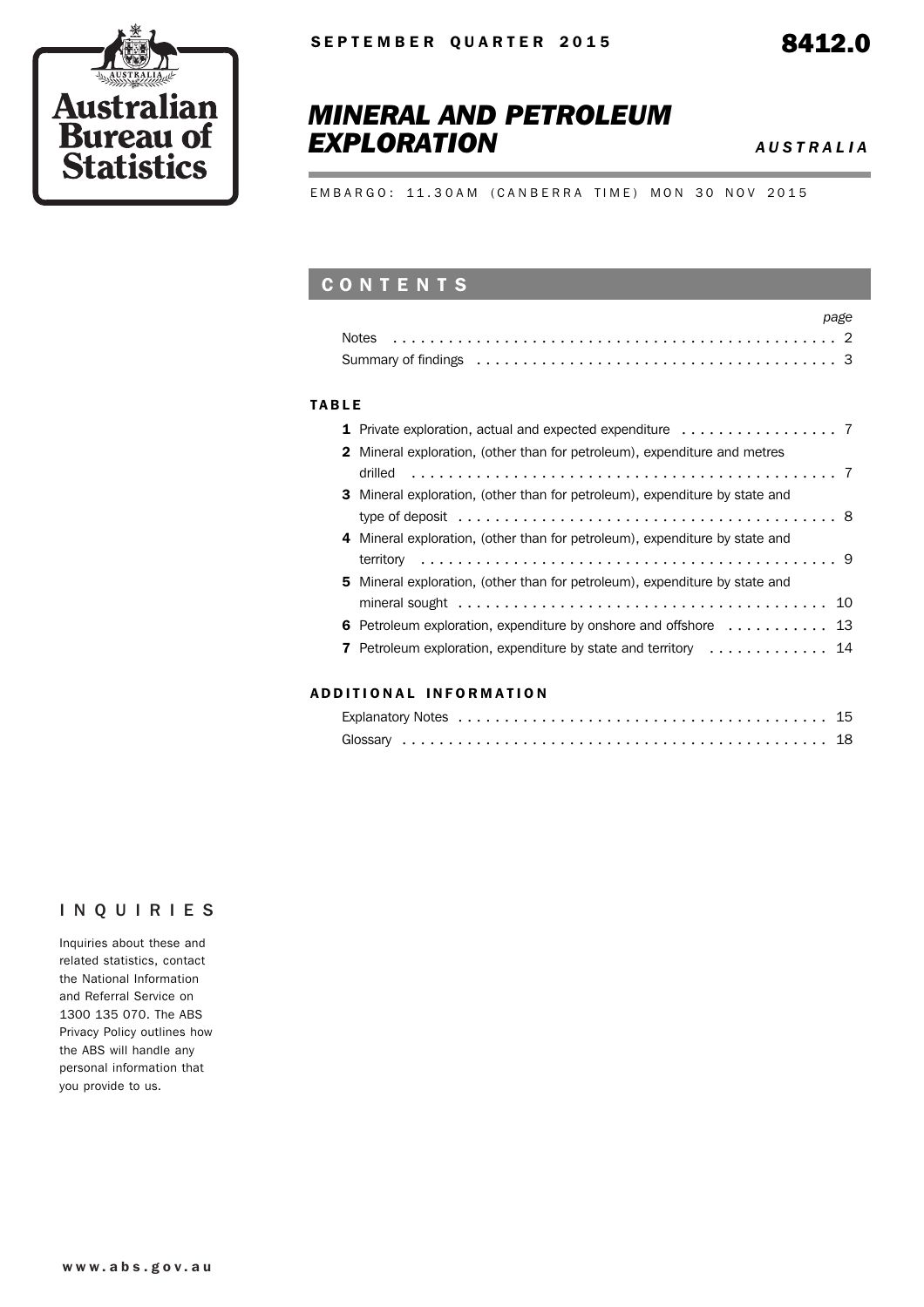Australian Bureau of Statistics

SEPTEMBER QUARTER 2015

8412.0

# MINERAL AND PETROLEUM EXPLORATION

*AUSTRALIA*

EMBARGO: 11.30AM (CANBERRA TIME) MON 30 NOV 2015

## CONTENTS

| | page |
|---|---|
| Notes | 2 |
| Summary of findings | 3 |

### TABLE

| | page |
|---|---|
| **1** Private exploration, actual and expected expenditure | 7 |
| **2** Mineral exploration, (other than for petroleum), expenditure and metres drilled | 7 |
| **3** Mineral exploration, (other than for petroleum), expenditure by state and type of deposit | 8 |
| **4** Mineral exploration, (other than for petroleum), expenditure by state and territory | 9 |
| **5** Mineral exploration, (other than for petroleum), expenditure by state and mineral sought | 10 |
| **6** Petroleum exploration, expenditure by onshore and offshore | 13 |
| **7** Petroleum exploration, expenditure by state and territory | 14 |

### ADDITIONAL INFORMATION

| | page |
|---|---|
| Explanatory Notes | 15 |
| Glossary | 18 |

## INQUIRIES

Inquiries about these and related statistics, contact the National Information and Referral Service on 1300 135 070. The ABS Privacy Policy outlines how the ABS will handle any personal information that you provide to us.

www.abs.gov.au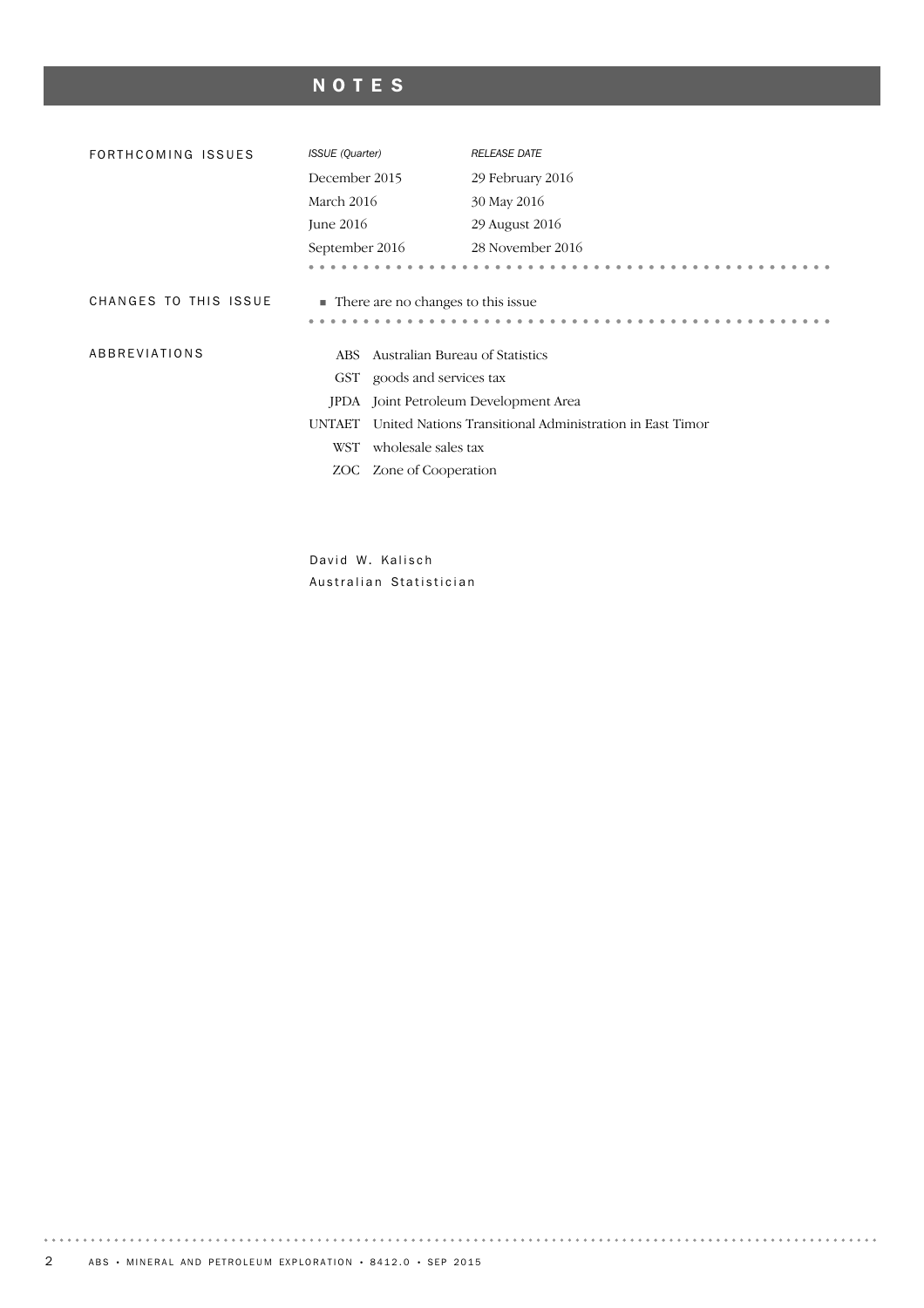# NOTES

## FORTHCOMING ISSUES

| *ISSUE (Quarter)* | *RELEASE DATE* |
|---|---|
| December 2015 | 29 February 2016 |
| March 2016 | 30 May 2016 |
| June 2016 | 29 August 2016 |
| September 2016 | 28 November 2016 |

## CHANGES TO THIS ISSUE

- There are no changes to this issue

## ABBREVIATIONS

| | |
|---|---|
| ABS | Australian Bureau of Statistics |
| GST | goods and services tax |
| JPDA | Joint Petroleum Development Area |
| UNTAET | United Nations Transitional Administration in East Timor |
| WST | wholesale sales tax |
| ZOC | Zone of Cooperation |

David W. Kalisch
Australian Statistician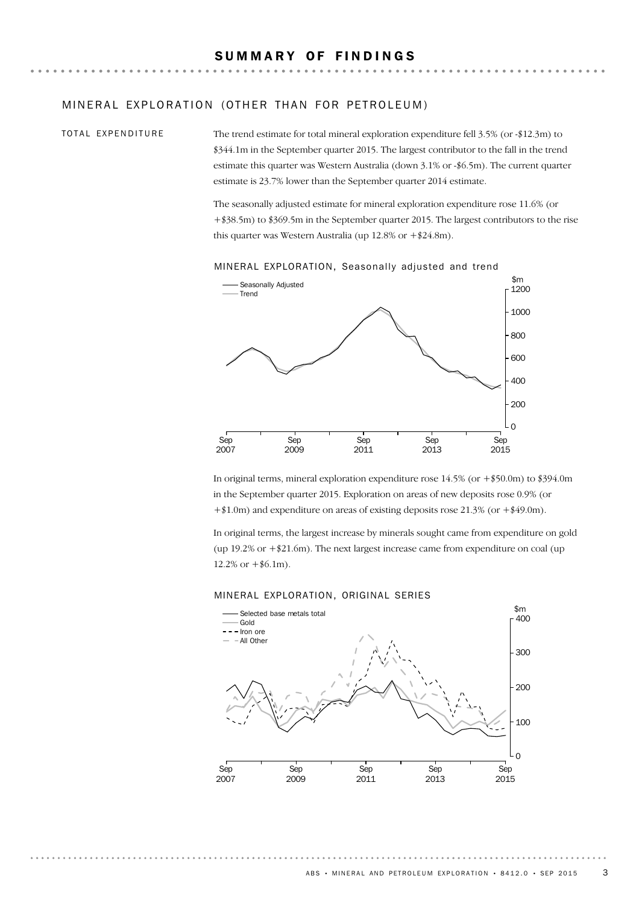# SUMMARY OF FINDINGS

## MINERAL EXPLORATION (OTHER THAN FOR PETROLEUM)

### TOTAL EXPENDITURE

The trend estimate for total mineral exploration expenditure fell 3.5% (or -$12.3m) to $344.1m in the September quarter 2015. The largest contributor to the fall in the trend estimate this quarter was Western Australia (down 3.1% or -$6.5m). The current quarter estimate is 23.7% lower than the September quarter 2014 estimate.

The seasonally adjusted estimate for mineral exploration expenditure rose 11.6% (or +$38.5m) to $369.5m in the September quarter 2015. The largest contributors to the rise this quarter was Western Australia (up 12.8% or +$24.8m).

MINERAL EXPLORATION, Seasonally adjusted and trend

In original terms, mineral exploration expenditure rose 14.5% (or +$50.0m) to $394.0m in the September quarter 2015. Exploration on areas of new deposits rose 0.9% (or +$1.0m) and expenditure on areas of existing deposits rose 21.3% (or +$49.0m).

In original terms, the largest increase by minerals sought came from expenditure on gold (up 19.2% or +$21.6m). The next largest increase came from expenditure on coal (up 12.2% or +$6.1m).

MINERAL EXPLORATION, ORIGINAL SERIES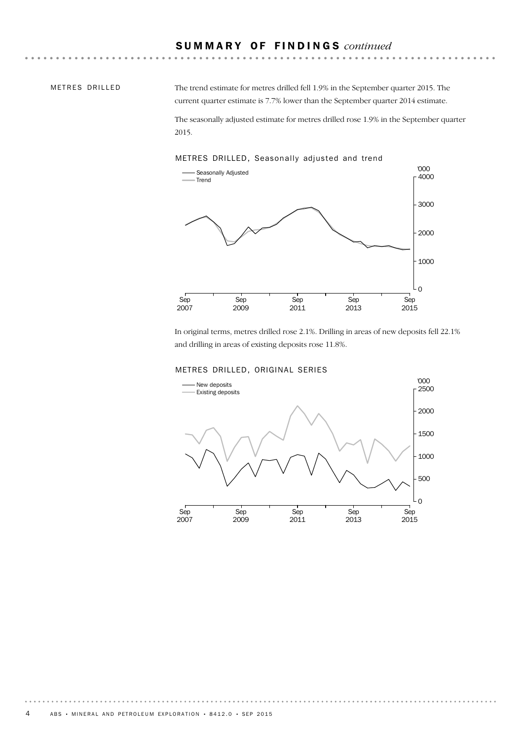## SUMMARY OF FINDINGS *continued*

### METRES DRILLED

The trend estimate for metres drilled fell 1.9% in the September quarter 2015. The current quarter estimate is 7.7% lower than the September quarter 2014 estimate.

The seasonally adjusted estimate for metres drilled rose 1.9% in the September quarter 2015.

METRES DRILLED, Seasonally adjusted and trend

In original terms, metres drilled rose 2.1%. Drilling in areas of new deposits fell 22.1% and drilling in areas of existing deposits rose 11.8%.

METRES DRILLED, ORIGINAL SERIES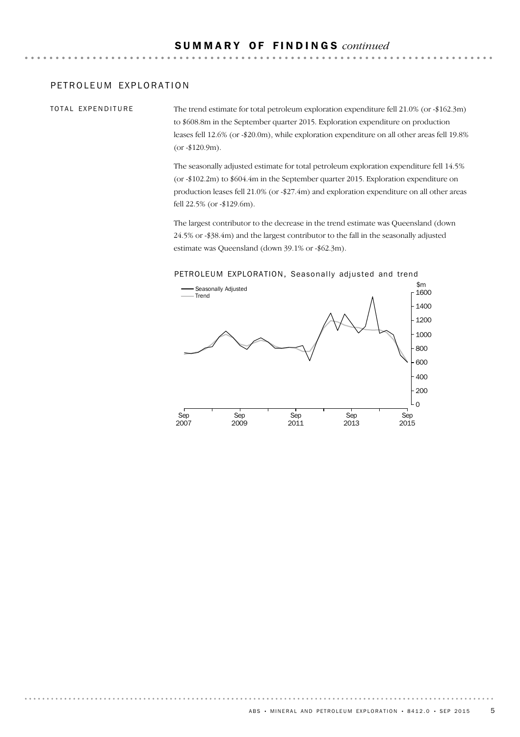## SUMMARY OF FINDINGS *continued*

### PETROLEUM EXPLORATION

#### TOTAL EXPENDITURE

The trend estimate for total petroleum exploration expenditure fell 21.0% (or -$162.3m) to $608.8m in the September quarter 2015. Exploration expenditure on production leases fell 12.6% (or -$20.0m), while exploration expenditure on all other areas fell 19.8% (or -$120.9m).

The seasonally adjusted estimate for total petroleum exploration expenditure fell 14.5% (or -$102.2m) to $604.4m in the September quarter 2015. Exploration expenditure on production leases fell 21.0% (or -$27.4m) and exploration expenditure on all other areas fell 22.5% (or -$129.6m).

The largest contributor to the decrease in the trend estimate was Queensland (down 24.5% or -$38.4m) and the largest contributor to the fall in the seasonally adjusted estimate was Queensland (down 39.1% or -$62.3m).

PETROLEUM EXPLORATION, Seasonally adjusted and trend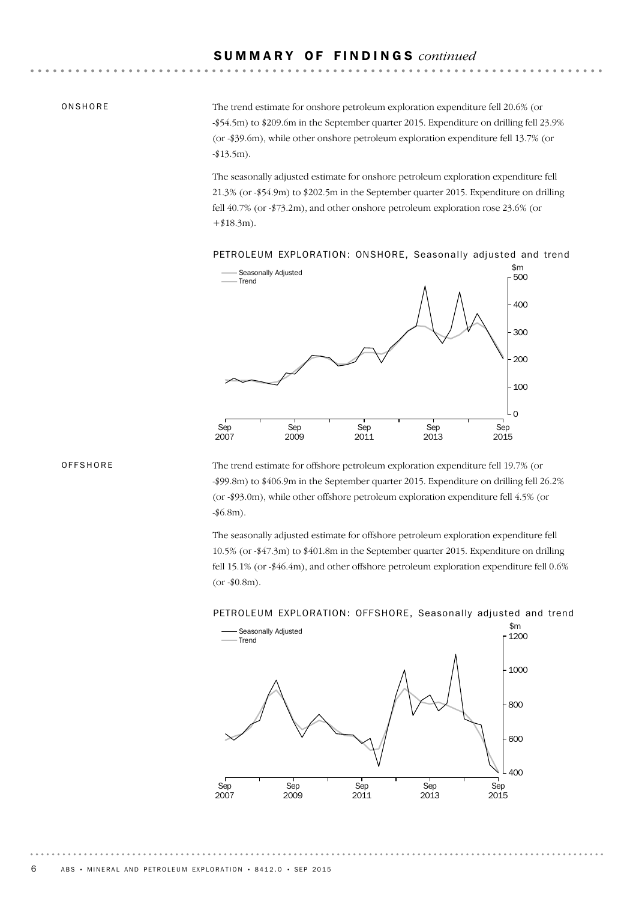## SUMMARY OF FINDINGS *continued*

### ONSHORE

The trend estimate for onshore petroleum exploration expenditure fell 20.6% (or -$54.5m) to $209.6m in the September quarter 2015. Expenditure on drilling fell 23.9% (or -$39.6m), while other onshore petroleum exploration expenditure fell 13.7% (or -$13.5m).

The seasonally adjusted estimate for onshore petroleum exploration expenditure fell 21.3% (or -$54.9m) to $202.5m in the September quarter 2015. Expenditure on drilling fell 40.7% (or -$73.2m), and other onshore petroleum exploration rose 23.6% (or +$18.3m).

PETROLEUM EXPLORATION: ONSHORE, Seasonally adjusted and trend

### OFFSHORE

The trend estimate for offshore petroleum exploration expenditure fell 19.7% (or -$99.8m) to $406.9m in the September quarter 2015. Expenditure on drilling fell 26.2% (or -$93.0m), while other offshore petroleum exploration expenditure fell 4.5% (or -$6.8m).

The seasonally adjusted estimate for offshore petroleum exploration expenditure fell 10.5% (or -$47.3m) to $401.8m in the September quarter 2015. Expenditure on drilling fell 15.1% (or -$46.4m), and other offshore petroleum exploration expenditure fell 0.6% (or -$0.8m).

PETROLEUM EXPLORATION: OFFSHORE, Seasonally adjusted and trend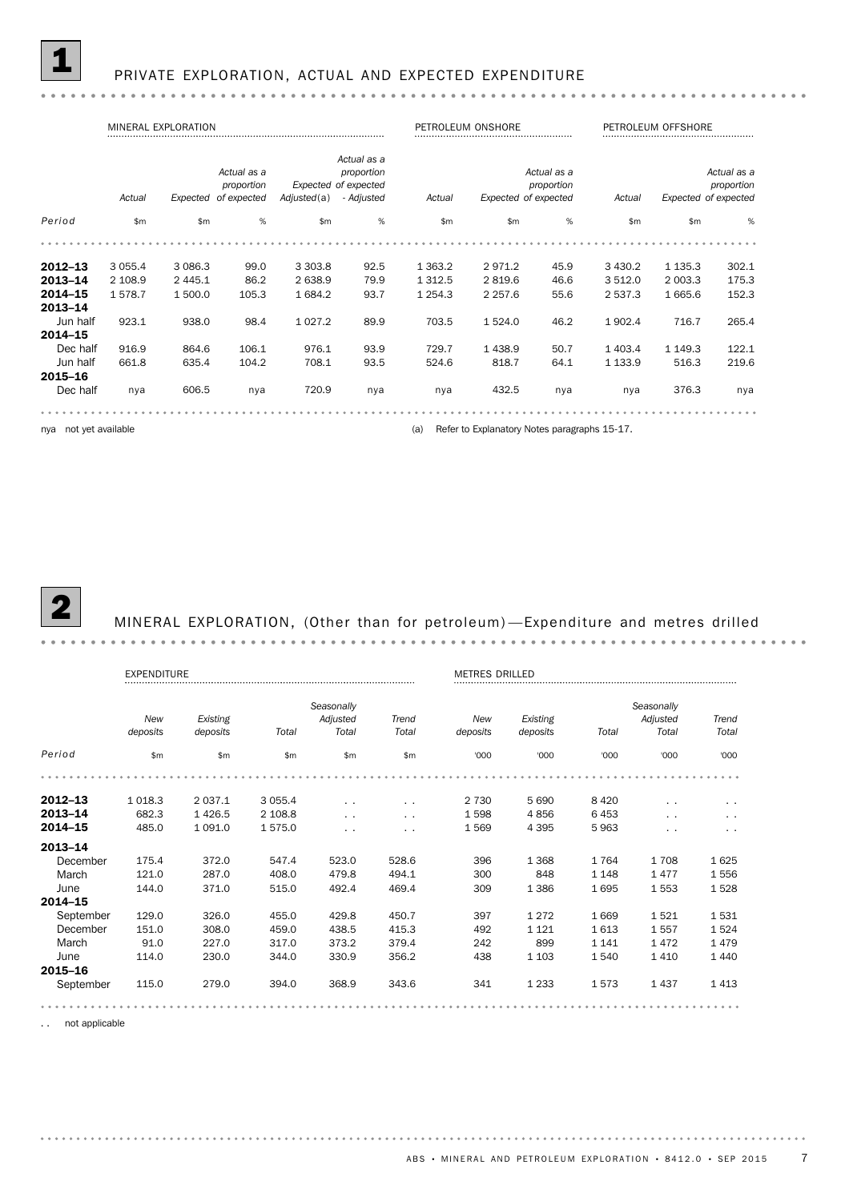## 1 PRIVATE EXPLORATION, ACTUAL AND EXPECTED EXPENDITURE

| | MINERAL EXPLORATION | | | | | PETROLEUM ONSHORE | | | PETROLEUM OFFSHORE | | |
|---|---|---|---|---|---|---|---|---|---|---|---|
| | *Actual* | *Expected* | *Actual as a proportion of expected* | *Expected Adjusted*(a) | *Actual as a proportion of expected - Adjusted* | *Actual* | *Expected* | *Actual as a proportion of expected* | *Actual* | *Expected* | *Actual as a proportion of expected* |
| *Period* | $m | $m | % | $m | % | $m | $m | % | $m | $m | % |
| **2012–13** | 3 055.4 | 3 086.3 | 99.0 | 3 303.8 | 92.5 | 1 363.2 | 2 971.2 | 45.9 | 3 430.2 | 1 135.3 | 302.1 |
| **2013–14** | 2 108.9 | 2 445.1 | 86.2 | 2 638.9 | 79.9 | 1 312.5 | 2 819.6 | 46.6 | 3 512.0 | 2 003.3 | 175.3 |
| **2014–15** | 1 578.7 | 1 500.0 | 105.3 | 1 684.2 | 93.7 | 1 254.3 | 2 257.6 | 55.6 | 2 537.3 | 1 665.6 | 152.3 |
| **2013–14** | | | | | | | | | | | |
| Jun half | 923.1 | 938.0 | 98.4 | 1 027.2 | 89.9 | 703.5 | 1 524.0 | 46.2 | 1 902.4 | 716.7 | 265.4 |
| **2014–15** | | | | | | | | | | | |
| Dec half | 916.9 | 864.6 | 106.1 | 976.1 | 93.9 | 729.7 | 1 438.9 | 50.7 | 1 403.4 | 1 149.3 | 122.1 |
| Jun half | 661.8 | 635.4 | 104.2 | 708.1 | 93.5 | 524.6 | 818.7 | 64.1 | 1 133.9 | 516.3 | 219.6 |
| **2015–16** | | | | | | | | | | | |
| Dec half | nya | 606.5 | nya | 720.9 | nya | nya | 432.5 | nya | nya | 376.3 | nya |

nya not yet available

(a) Refer to Explanatory Notes paragraphs 15-17.

## 2 MINERAL EXPLORATION, (Other than for petroleum)—Expenditure and metres drilled

| | EXPENDITURE | | | | | METRES DRILLED | | | | |
|---|---|---|---|---|---|---|---|---|---|---|
| | *New deposits* | *Existing deposits* | *Total* | *Seasonally Adjusted Total* | *Trend Total* | *New deposits* | *Existing deposits* | *Total* | *Seasonally Adjusted Total* | *Trend Total* |
| *Period* | $m | $m | $m | $m | $m | '000 | '000 | '000 | '000 | '000 |
| **2012–13** | 1 018.3 | 2 037.1 | 3 055.4 | . . | . . | 2 730 | 5 690 | 8 420 | . . | . . |
| **2013–14** | 682.3 | 1 426.5 | 2 108.8 | . . | . . | 1 598 | 4 856 | 6 453 | . . | . . |
| **2014–15** | 485.0 | 1 091.0 | 1 575.0 | . . | . . | 1 569 | 4 395 | 5 963 | . . | . . |
| **2013–14** | | | | | | | | | | |
| December | 175.4 | 372.0 | 547.4 | 523.0 | 528.6 | 396 | 1 368 | 1 764 | 1 708 | 1 625 |
| March | 121.0 | 287.0 | 408.0 | 479.8 | 494.1 | 300 | 848 | 1 148 | 1 477 | 1 556 |
| June | 144.0 | 371.0 | 515.0 | 492.4 | 469.4 | 309 | 1 386 | 1 695 | 1 553 | 1 528 |
| **2014–15** | | | | | | | | | | |
| September | 129.0 | 326.0 | 455.0 | 429.8 | 450.7 | 397 | 1 272 | 1 669 | 1 521 | 1 531 |
| December | 151.0 | 308.0 | 459.0 | 438.5 | 415.3 | 492 | 1 121 | 1 613 | 1 557 | 1 524 |
| March | 91.0 | 227.0 | 317.0 | 373.2 | 379.4 | 242 | 899 | 1 141 | 1 472 | 1 479 |
| June | 114.0 | 230.0 | 344.0 | 330.9 | 356.2 | 438 | 1 103 | 1 540 | 1 410 | 1 440 |
| **2015–16** | | | | | | | | | | |
| September | 115.0 | 279.0 | 394.0 | 368.9 | 343.6 | 341 | 1 233 | 1 573 | 1 437 | 1 413 |

. . not applicable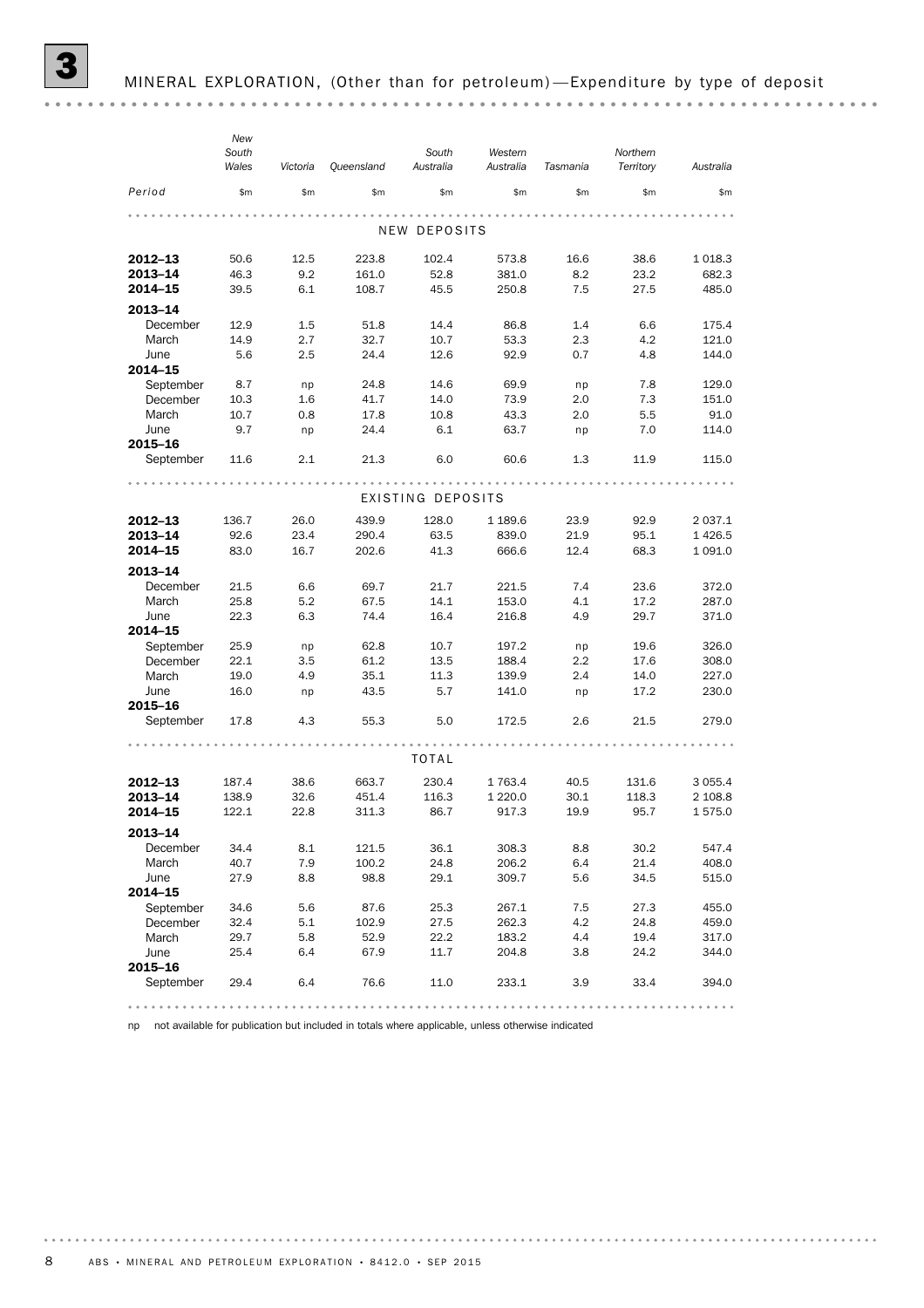## 3 MINERAL EXPLORATION, (Other than for petroleum)—Expenditure by type of deposit

| Period | New South Wales | Victoria | Queensland | South Australia | Western Australia | Tasmania | Northern Territory | Australia |
|---|---|---|---|---|---|---|---|---|
| | $m | $m | $m | $m | $m | $m | $m | $m |
| **NEW DEPOSITS** | | | | | | | | |
| **2012–13** | 50.6 | 12.5 | 223.8 | 102.4 | 573.8 | 16.6 | 38.6 | 1 018.3 |
| **2013–14** | 46.3 | 9.2 | 161.0 | 52.8 | 381.0 | 8.2 | 23.2 | 682.3 |
| **2014–15** | 39.5 | 6.1 | 108.7 | 45.5 | 250.8 | 7.5 | 27.5 | 485.0 |
| **2013–14** | | | | | | | | |
| December | 12.9 | 1.5 | 51.8 | 14.4 | 86.8 | 1.4 | 6.6 | 175.4 |
| March | 14.9 | 2.7 | 32.7 | 10.7 | 53.3 | 2.3 | 4.2 | 121.0 |
| June | 5.6 | 2.5 | 24.4 | 12.6 | 92.9 | 0.7 | 4.8 | 144.0 |
| **2014–15** | | | | | | | | |
| September | 8.7 | np | 24.8 | 14.6 | 69.9 | np | 7.8 | 129.0 |
| December | 10.3 | 1.6 | 41.7 | 14.0 | 73.9 | 2.0 | 7.3 | 151.0 |
| March | 10.7 | 0.8 | 17.8 | 10.8 | 43.3 | 2.0 | 5.5 | 91.0 |
| June | 9.7 | np | 24.4 | 6.1 | 63.7 | np | 7.0 | 114.0 |
| **2015–16** | | | | | | | | |
| September | 11.6 | 2.1 | 21.3 | 6.0 | 60.6 | 1.3 | 11.9 | 115.0 |
| **EXISTING DEPOSITS** | | | | | | | | |
| **2012–13** | 136.7 | 26.0 | 439.9 | 128.0 | 1 189.6 | 23.9 | 92.9 | 2 037.1 |
| **2013–14** | 92.6 | 23.4 | 290.4 | 63.5 | 839.0 | 21.9 | 95.1 | 1 426.5 |
| **2014–15** | 83.0 | 16.7 | 202.6 | 41.3 | 666.6 | 12.4 | 68.3 | 1 091.0 |
| **2013–14** | | | | | | | | |
| December | 21.5 | 6.6 | 69.7 | 21.7 | 221.5 | 7.4 | 23.6 | 372.0 |
| March | 25.8 | 5.2 | 67.5 | 14.1 | 153.0 | 4.1 | 17.2 | 287.0 |
| June | 22.3 | 6.3 | 74.4 | 16.4 | 216.8 | 4.9 | 29.7 | 371.0 |
| **2014–15** | | | | | | | | |
| September | 25.9 | np | 62.8 | 10.7 | 197.2 | np | 19.6 | 326.0 |
| December | 22.1 | 3.5 | 61.2 | 13.5 | 188.4 | 2.2 | 17.6 | 308.0 |
| March | 19.0 | 4.9 | 35.1 | 11.3 | 139.9 | 2.4 | 14.0 | 227.0 |
| June | 16.0 | np | 43.5 | 5.7 | 141.0 | np | 17.2 | 230.0 |
| **2015–16** | | | | | | | | |
| September | 17.8 | 4.3 | 55.3 | 5.0 | 172.5 | 2.6 | 21.5 | 279.0 |
| **TOTAL** | | | | | | | | |
| **2012–13** | 187.4 | 38.6 | 663.7 | 230.4 | 1 763.4 | 40.5 | 131.6 | 3 055.4 |
| **2013–14** | 138.9 | 32.6 | 451.4 | 116.3 | 1 220.0 | 30.1 | 118.3 | 2 108.8 |
| **2014–15** | 122.1 | 22.8 | 311.3 | 86.7 | 917.3 | 19.9 | 95.7 | 1 575.0 |
| **2013–14** | | | | | | | | |
| December | 34.4 | 8.1 | 121.5 | 36.1 | 308.3 | 8.8 | 30.2 | 547.4 |
| March | 40.7 | 7.9 | 100.2 | 24.8 | 206.2 | 6.4 | 21.4 | 408.0 |
| June | 27.9 | 8.8 | 98.8 | 29.1 | 309.7 | 5.6 | 34.5 | 515.0 |
| **2014–15** | | | | | | | | |
| September | 34.6 | 5.6 | 87.6 | 25.3 | 267.1 | 7.5 | 27.3 | 455.0 |
| December | 32.4 | 5.1 | 102.9 | 27.5 | 262.3 | 4.2 | 24.8 | 459.0 |
| March | 29.7 | 5.8 | 52.9 | 22.2 | 183.2 | 4.4 | 19.4 | 317.0 |
| June | 25.4 | 6.4 | 67.9 | 11.7 | 204.8 | 3.8 | 24.2 | 344.0 |
| **2015–16** | | | | | | | | |
| September | 29.4 | 6.4 | 76.6 | 11.0 | 233.1 | 3.9 | 33.4 | 394.0 |

np not available for publication but included in totals where applicable, unless otherwise indicated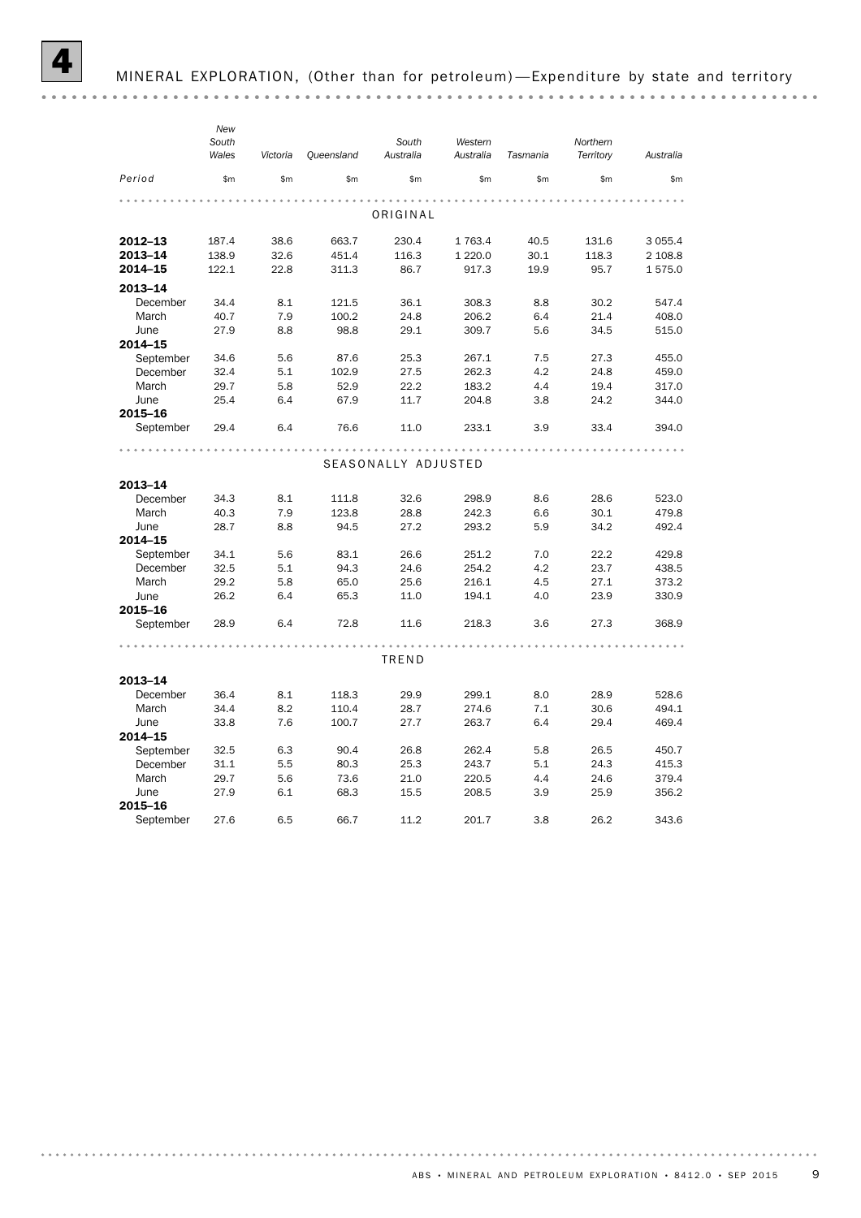# 4 MINERAL EXPLORATION, (Other than for petroleum)—Expenditure by state and territory

| Period | New South Wales | Victoria | Queensland | South Australia | Western Australia | Tasmania | Northern Territory | Australia |
|---|---|---|---|---|---|---|---|---|
| | $m | $m | $m | $m | $m | $m | $m | $m |
| **ORIGINAL** | | | | | | | | |
| **2012–13** | 187.4 | 38.6 | 663.7 | 230.4 | 1 763.4 | 40.5 | 131.6 | 3 055.4 |
| **2013–14** | 138.9 | 32.6 | 451.4 | 116.3 | 1 220.0 | 30.1 | 118.3 | 2 108.8 |
| **2014–15** | 122.1 | 22.8 | 311.3 | 86.7 | 917.3 | 19.9 | 95.7 | 1 575.0 |
| **2013–14** | | | | | | | | |
| December | 34.4 | 8.1 | 121.5 | 36.1 | 308.3 | 8.8 | 30.2 | 547.4 |
| March | 40.7 | 7.9 | 100.2 | 24.8 | 206.2 | 6.4 | 21.4 | 408.0 |
| June | 27.9 | 8.8 | 98.8 | 29.1 | 309.7 | 5.6 | 34.5 | 515.0 |
| **2014–15** | | | | | | | | |
| September | 34.6 | 5.6 | 87.6 | 25.3 | 267.1 | 7.5 | 27.3 | 455.0 |
| December | 32.4 | 5.1 | 102.9 | 27.5 | 262.3 | 4.2 | 24.8 | 459.0 |
| March | 29.7 | 5.8 | 52.9 | 22.2 | 183.2 | 4.4 | 19.4 | 317.0 |
| June | 25.4 | 6.4 | 67.9 | 11.7 | 204.8 | 3.8 | 24.2 | 344.0 |
| **2015–16** | | | | | | | | |
| September | 29.4 | 6.4 | 76.6 | 11.0 | 233.1 | 3.9 | 33.4 | 394.0 |
| **SEASONALLY ADJUSTED** | | | | | | | | |
| **2013–14** | | | | | | | | |
| December | 34.3 | 8.1 | 111.8 | 32.6 | 298.9 | 8.6 | 28.6 | 523.0 |
| March | 40.3 | 7.9 | 123.8 | 28.8 | 242.3 | 6.6 | 30.1 | 479.8 |
| June | 28.7 | 8.8 | 94.5 | 27.2 | 293.2 | 5.9 | 34.2 | 492.4 |
| **2014–15** | | | | | | | | |
| September | 34.1 | 5.6 | 83.1 | 26.6 | 251.2 | 7.0 | 22.2 | 429.8 |
| December | 32.5 | 5.1 | 94.3 | 24.6 | 254.2 | 4.2 | 23.7 | 438.5 |
| March | 29.2 | 5.8 | 65.0 | 25.6 | 216.1 | 4.5 | 27.1 | 373.2 |
| June | 26.2 | 6.4 | 65.3 | 11.0 | 194.1 | 4.0 | 23.9 | 330.9 |
| **2015–16** | | | | | | | | |
| September | 28.9 | 6.4 | 72.8 | 11.6 | 218.3 | 3.6 | 27.3 | 368.9 |
| **TREND** | | | | | | | | |
| **2013–14** | | | | | | | | |
| December | 36.4 | 8.1 | 118.3 | 29.9 | 299.1 | 8.0 | 28.9 | 528.6 |
| March | 34.4 | 8.2 | 110.4 | 28.7 | 274.6 | 7.1 | 30.6 | 494.1 |
| June | 33.8 | 7.6 | 100.7 | 27.7 | 263.7 | 6.4 | 29.4 | 469.4 |
| **2014–15** | | | | | | | | |
| September | 32.5 | 6.3 | 90.4 | 26.8 | 262.4 | 5.8 | 26.5 | 450.7 |
| December | 31.1 | 5.5 | 80.3 | 25.3 | 243.7 | 5.1 | 24.3 | 415.3 |
| March | 29.7 | 5.6 | 73.6 | 21.0 | 220.5 | 4.4 | 24.6 | 379.4 |
| June | 27.9 | 6.1 | 68.3 | 15.5 | 208.5 | 3.9 | 25.9 | 356.2 |
| **2015–16** | | | | | | | | |
| September | 27.6 | 6.5 | 66.7 | 11.2 | 201.7 | 3.8 | 26.2 | 343.6 |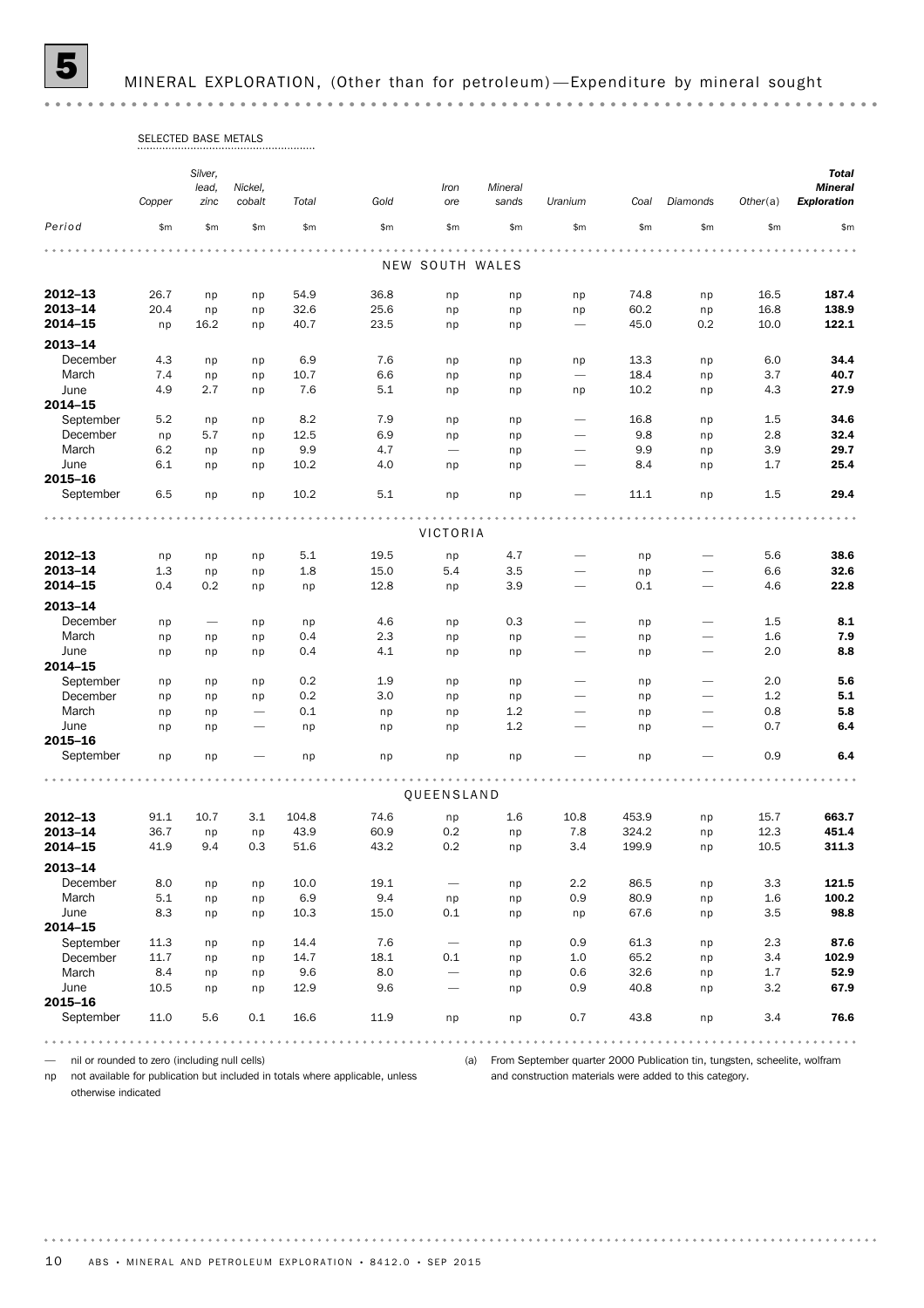# 5 MINERAL EXPLORATION, (Other than for petroleum)—Expenditure by mineral sought

| | SELECTED BASE METALS | | | | | | | | | | | |
|---|---|---|---|---|---|---|---|---|---|---|---|---|
| | Copper | Silver, lead, zinc | Nickel, cobalt | Total | Gold | Iron ore | Mineral sands | Uranium | Coal | Diamonds | Other(a) | ***Total Mineral Exploration*** |
| Period | $m | $m | $m | $m | $m | $m | $m | $m | $m | $m | $m | $m |
| **NEW SOUTH WALES** | | | | | | | | | | | | |
| **2012–13** | 26.7 | np | np | 54.9 | 36.8 | np | np | np | 74.8 | np | 16.5 | **187.4** |
| **2013–14** | 20.4 | np | np | 32.6 | 25.6 | np | np | np | 60.2 | np | 16.8 | **138.9** |
| **2014–15** | np | 16.2 | np | 40.7 | 23.5 | np | np | — | 45.0 | 0.2 | 10.0 | **122.1** |
| **2013–14** | | | | | | | | | | | | |
| December | 4.3 | np | np | 6.9 | 7.6 | np | np | np | 13.3 | np | 6.0 | **34.4** |
| March | 7.4 | np | np | 10.7 | 6.6 | np | np | — | 18.4 | np | 3.7 | **40.7** |
| June | 4.9 | 2.7 | np | 7.6 | 5.1 | np | np | np | 10.2 | np | 4.3 | **27.9** |
| **2014–15** | | | | | | | | | | | | |
| September | 5.2 | np | np | 8.2 | 7.9 | np | np | — | 16.8 | np | 1.5 | **34.6** |
| December | np | 5.7 | np | 12.5 | 6.9 | np | np | — | 9.8 | np | 2.8 | **32.4** |
| March | 6.2 | np | np | 9.9 | 4.7 | — | np | — | 9.9 | np | 3.9 | **29.7** |
| June | 6.1 | np | np | 10.2 | 4.0 | np | np | — | 8.4 | np | 1.7 | **25.4** |
| **2015–16** | | | | | | | | | | | | |
| September | 6.5 | np | np | 10.2 | 5.1 | np | np | — | 11.1 | np | 1.5 | **29.4** |
| **VICTORIA** | | | | | | | | | | | | |
| **2012–13** | np | np | np | 5.1 | 19.5 | np | 4.7 | — | np | — | 5.6 | **38.6** |
| **2013–14** | 1.3 | np | np | 1.8 | 15.0 | 5.4 | 3.5 | — | np | — | 6.6 | **32.6** |
| **2014–15** | 0.4 | 0.2 | np | np | 12.8 | np | 3.9 | — | 0.1 | — | 4.6 | **22.8** |
| **2013–14** | | | | | | | | | | | | |
| December | np | — | np | np | 4.6 | np | 0.3 | — | np | — | 1.5 | **8.1** |
| March | np | np | np | 0.4 | 2.3 | np | np | — | np | — | 1.6 | **7.9** |
| June | np | np | np | 0.4 | 4.1 | np | np | — | np | — | 2.0 | **8.8** |
| **2014–15** | | | | | | | | | | | | |
| September | np | np | np | 0.2 | 1.9 | np | np | — | np | — | 2.0 | **5.6** |
| December | np | np | np | 0.2 | 3.0 | np | np | — | np | — | 1.2 | **5.1** |
| March | np | np | — | 0.1 | np | np | 1.2 | — | np | — | 0.8 | **5.8** |
| June | np | np | — | np | np | np | 1.2 | — | np | — | 0.7 | **6.4** |
| **2015–16** | | | | | | | | | | | | |
| September | np | np | — | np | np | np | np | — | np | — | 0.9 | **6.4** |
| **QUEENSLAND** | | | | | | | | | | | | |
| **2012–13** | 91.1 | 10.7 | 3.1 | 104.8 | 74.6 | np | 1.6 | 10.8 | 453.9 | np | 15.7 | **663.7** |
| **2013–14** | 36.7 | np | np | 43.9 | 60.9 | 0.2 | np | 7.8 | 324.2 | np | 12.3 | **451.4** |
| **2014–15** | 41.9 | 9.4 | 0.3 | 51.6 | 43.2 | 0.2 | np | 3.4 | 199.9 | np | 10.5 | **311.3** |
| **2013–14** | | | | | | | | | | | | |
| December | 8.0 | np | np | 10.0 | 19.1 | — | np | 2.2 | 86.5 | np | 3.3 | **121.5** |
| March | 5.1 | np | np | 6.9 | 9.4 | np | np | 0.9 | 80.9 | np | 1.6 | **100.2** |
| June | 8.3 | np | np | 10.3 | 15.0 | 0.1 | np | np | 67.6 | np | 3.5 | **98.8** |
| **2014–15** | | | | | | | | | | | | |
| September | 11.3 | np | np | 14.4 | 7.6 | — | np | 0.9 | 61.3 | np | 2.3 | **87.6** |
| December | 11.7 | np | np | 14.7 | 18.1 | 0.1 | np | 1.0 | 65.2 | np | 3.4 | **102.9** |
| March | 8.4 | np | np | 9.6 | 8.0 | — | np | 0.6 | 32.6 | np | 1.7 | **52.9** |
| June | 10.5 | np | np | 12.9 | 9.6 | — | np | 0.9 | 40.8 | np | 3.2 | **67.9** |
| **2015–16** | | | | | | | | | | | | |
| September | 11.0 | 5.6 | 0.1 | 16.6 | 11.9 | np | np | 0.7 | 43.8 | np | 3.4 | **76.6** |

— nil or rounded to zero (including null cells)

np not available for publication but included in totals where applicable, unless otherwise indicated

(a) From September quarter 2000 Publication tin, tungsten, scheelite, wolfram and construction materials were added to this category.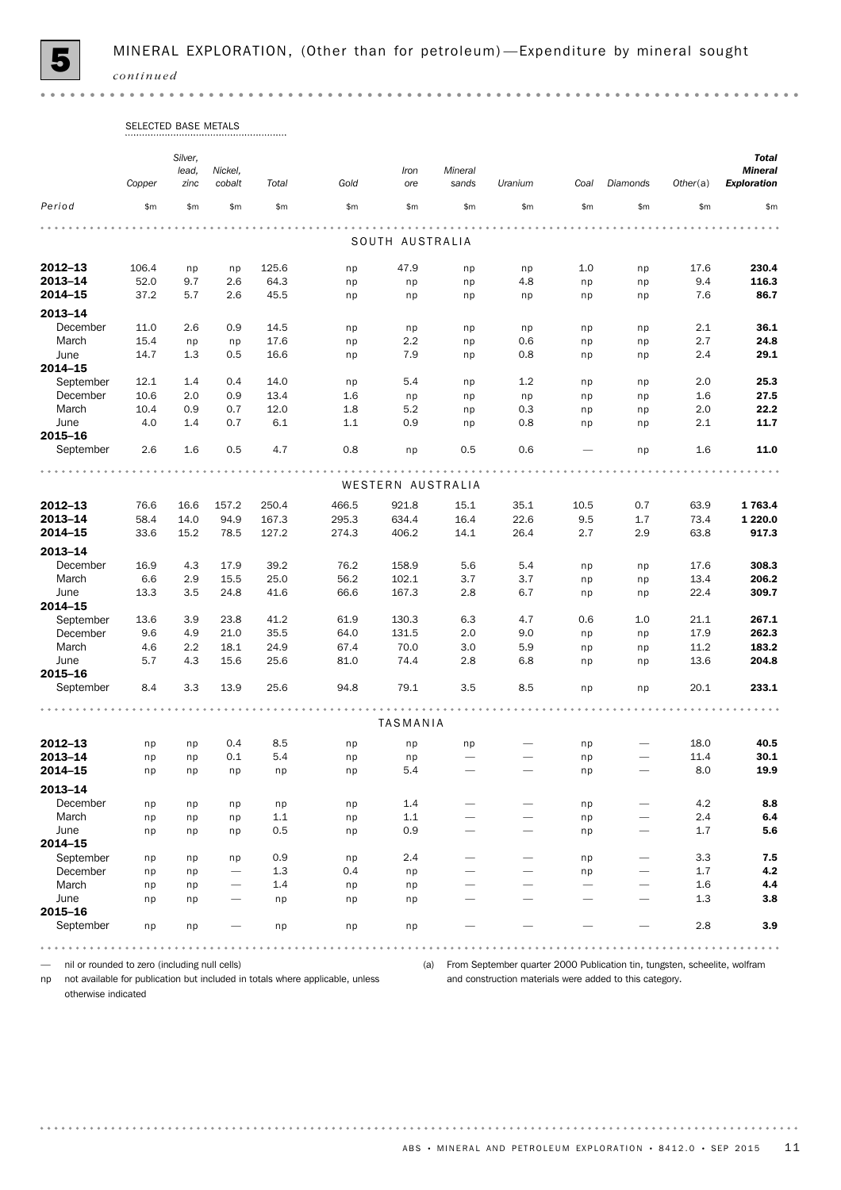# 5 MINERAL EXPLORATION, (Other than for petroleum)—Expenditure by mineral sought *continued*

| | SELECTED BASE METALS | | | | | | | | | | | |
|---|---|---|---|---|---|---|---|---|---|---|---|---|
| | Copper | Silver, lead, zinc | Nickel, cobalt | Total | Gold | Iron ore | Mineral sands | Uranium | Coal | Diamonds | Other(a) | **Total Mineral Exploration** |
| Period | $m | $m | $m | $m | $m | $m | $m | $m | $m | $m | $m | $m |
| | | | | | SOUTH AUSTRALIA | | | | | | | |
| **2012–13** | 106.4 | np | np | 125.6 | np | 47.9 | np | np | 1.0 | np | 17.6 | **230.4** |
| **2013–14** | 52.0 | 9.7 | 2.6 | 64.3 | np | np | np | 4.8 | np | np | 9.4 | **116.3** |
| **2014–15** | 37.2 | 5.7 | 2.6 | 45.5 | np | np | np | np | np | np | 7.6 | **86.7** |
| **2013–14** | | | | | | | | | | | | |
| December | 11.0 | 2.6 | 0.9 | 14.5 | np | np | np | np | np | np | 2.1 | **36.1** |
| March | 15.4 | np | np | 17.6 | np | 2.2 | np | 0.6 | np | np | 2.7 | **24.8** |
| June | 14.7 | 1.3 | 0.5 | 16.6 | np | 7.9 | np | 0.8 | np | np | 2.4 | **29.1** |
| **2014–15** | | | | | | | | | | | | |
| September | 12.1 | 1.4 | 0.4 | 14.0 | np | 5.4 | np | 1.2 | np | np | 2.0 | **25.3** |
| December | 10.6 | 2.0 | 0.9 | 13.4 | 1.6 | np | np | np | np | np | 1.6 | **27.5** |
| March | 10.4 | 0.9 | 0.7 | 12.0 | 1.8 | 5.2 | np | 0.3 | np | np | 2.0 | **22.2** |
| June | 4.0 | 1.4 | 0.7 | 6.1 | 1.1 | 0.9 | np | 0.8 | np | np | 2.1 | **11.7** |
| **2015–16** | | | | | | | | | | | | |
| September | 2.6 | 1.6 | 0.5 | 4.7 | 0.8 | np | 0.5 | 0.6 | — | np | 1.6 | **11.0** |
| | | | | | WESTERN AUSTRALIA | | | | | | | |
| **2012–13** | 76.6 | 16.6 | 157.2 | 250.4 | 466.5 | 921.8 | 15.1 | 35.1 | 10.5 | 0.7 | 63.9 | **1 763.4** |
| **2013–14** | 58.4 | 14.0 | 94.9 | 167.3 | 295.3 | 634.4 | 16.4 | 22.6 | 9.5 | 1.7 | 73.4 | **1 220.0** |
| **2014–15** | 33.6 | 15.2 | 78.5 | 127.2 | 274.3 | 406.2 | 14.1 | 26.4 | 2.7 | 2.9 | 63.8 | **917.3** |
| **2013–14** | | | | | | | | | | | | |
| December | 16.9 | 4.3 | 17.9 | 39.2 | 76.2 | 158.9 | 5.6 | 5.4 | np | np | 17.6 | **308.3** |
| March | 6.6 | 2.9 | 15.5 | 25.0 | 56.2 | 102.1 | 3.7 | 3.7 | np | np | 13.4 | **206.2** |
| June | 13.3 | 3.5 | 24.8 | 41.6 | 66.6 | 167.3 | 2.8 | 6.7 | np | np | 22.4 | **309.7** |
| **2014–15** | | | | | | | | | | | | |
| September | 13.6 | 3.9 | 23.8 | 41.2 | 61.9 | 130.3 | 6.3 | 4.7 | 0.6 | 1.0 | 21.1 | **267.1** |
| December | 9.6 | 4.9 | 21.0 | 35.5 | 64.0 | 131.5 | 2.0 | 9.0 | np | np | 17.9 | **262.3** |
| March | 4.6 | 2.2 | 18.1 | 24.9 | 67.4 | 70.0 | 3.0 | 5.9 | np | np | 11.2 | **183.2** |
| June | 5.7 | 4.3 | 15.6 | 25.6 | 81.0 | 74.4 | 2.8 | 6.8 | np | np | 13.6 | **204.8** |
| **2015–16** | | | | | | | | | | | | |
| September | 8.4 | 3.3 | 13.9 | 25.6 | 94.8 | 79.1 | 3.5 | 8.5 | np | np | 20.1 | **233.1** |
| | | | | | TASMANIA | | | | | | | |
| **2012–13** | np | np | 0.4 | 8.5 | np | np | np | — | np | — | 18.0 | **40.5** |
| **2013–14** | np | np | 0.1 | 5.4 | np | np | — | — | np | — | 11.4 | **30.1** |
| **2014–15** | np | np | np | np | np | 5.4 | — | — | np | — | 8.0 | **19.9** |
| **2013–14** | | | | | | | | | | | | |
| December | np | np | np | np | np | 1.4 | — | — | np | — | 4.2 | **8.8** |
| March | np | np | np | 1.1 | np | 1.1 | — | — | np | — | 2.4 | **6.4** |
| June | np | np | np | 0.5 | np | 0.9 | — | — | np | — | 1.7 | **5.6** |
| **2014–15** | | | | | | | | | | | | |
| September | np | np | np | 0.9 | np | 2.4 | — | — | np | — | 3.3 | **7.5** |
| December | np | np | — | 1.3 | 0.4 | np | — | — | np | — | 1.7 | **4.2** |
| March | np | np | — | 1.4 | np | np | — | — | — | — | 1.6 | **4.4** |
| June | np | np | — | np | np | np | — | — | — | — | 1.3 | **3.8** |
| **2015–16** | | | | | | | | | | | | |
| September | np | np | — | np | np | np | — | — | — | — | 2.8 | **3.9** |

— nil or rounded to zero (including null cells)

np not available for publication but included in totals where applicable, unless otherwise indicated

(a) From September quarter 2000 Publication tin, tungsten, scheelite, wolfram and construction materials were added to this category.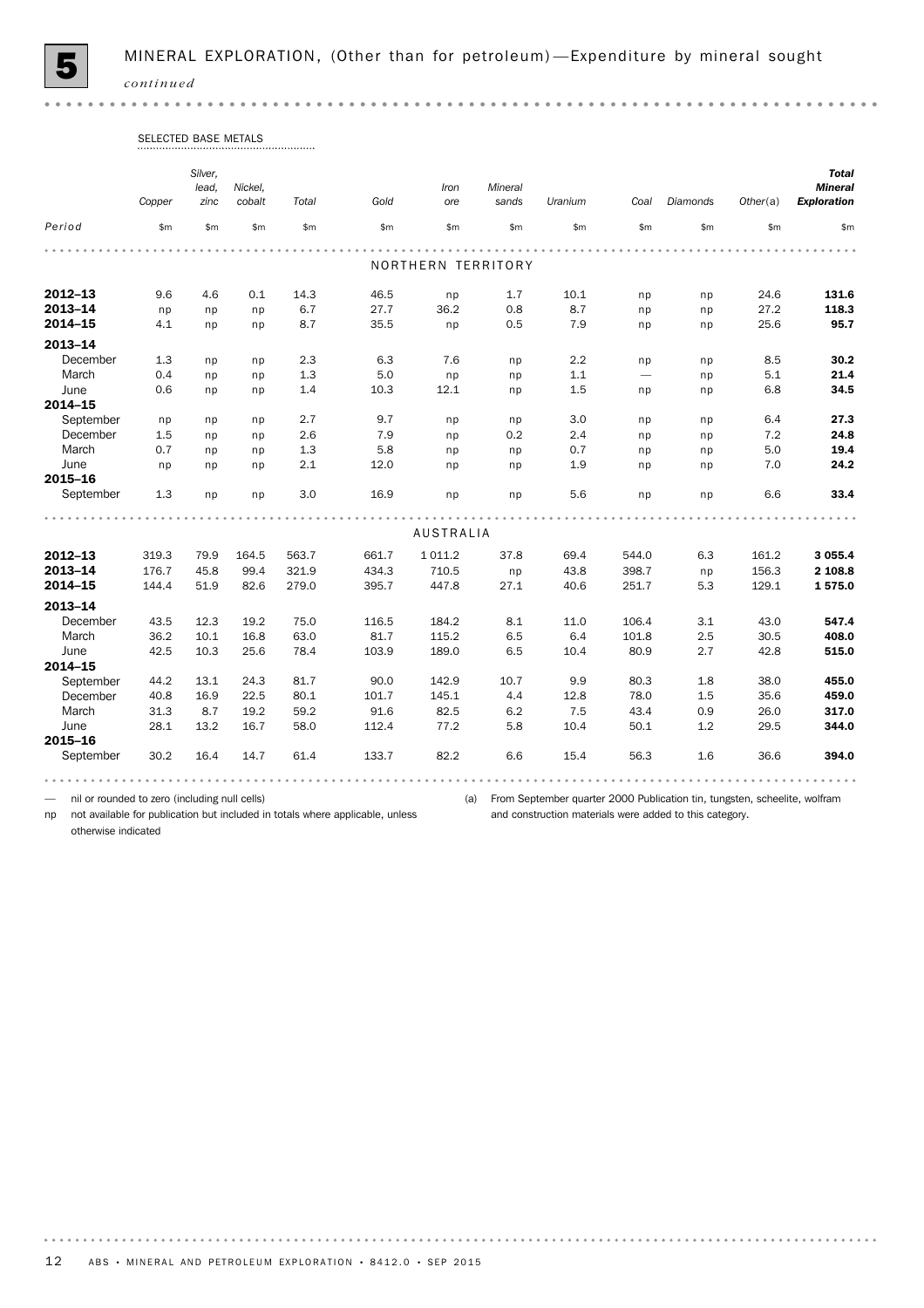# 5 MINERAL EXPLORATION, (Other than for petroleum)—Expenditure by mineral sought

*continued*

| | SELECTED BASE METALS | | | | | | | | | | | |
|---|---|---|---|---|---|---|---|---|---|---|---|---|
| | Copper | Silver, lead, zinc | Nickel, cobalt | Total | Gold | Iron ore | Mineral sands | Uranium | Coal | Diamonds | Other(a) | ***Total Mineral Exploration*** |
| *Period* | $m | $m | $m | $m | $m | $m | $m | $m | $m | $m | $m | $m |
| | | | | | | NORTHERN TERRITORY | | | | | | |
| **2012–13** | 9.6 | 4.6 | 0.1 | 14.3 | 46.5 | np | 1.7 | 10.1 | np | np | 24.6 | **131.6** |
| **2013–14** | np | np | np | 6.7 | 27.7 | 36.2 | 0.8 | 8.7 | np | np | 27.2 | **118.3** |
| **2014–15** | 4.1 | np | np | 8.7 | 35.5 | np | 0.5 | 7.9 | np | np | 25.6 | **95.7** |
| **2013–14** | | | | | | | | | | | | |
| December | 1.3 | np | np | 2.3 | 6.3 | 7.6 | np | 2.2 | np | np | 8.5 | **30.2** |
| March | 0.4 | np | np | 1.3 | 5.0 | np | np | 1.1 | — | np | 5.1 | **21.4** |
| June | 0.6 | np | np | 1.4 | 10.3 | 12.1 | np | 1.5 | np | np | 6.8 | **34.5** |
| **2014–15** | | | | | | | | | | | | |
| September | np | np | np | 2.7 | 9.7 | np | np | 3.0 | np | np | 6.4 | **27.3** |
| December | 1.5 | np | np | 2.6 | 7.9 | np | 0.2 | 2.4 | np | np | 7.2 | **24.8** |
| March | 0.7 | np | np | 1.3 | 5.8 | np | np | 0.7 | np | np | 5.0 | **19.4** |
| June | np | np | np | 2.1 | 12.0 | np | np | 1.9 | np | np | 7.0 | **24.2** |
| **2015–16** | | | | | | | | | | | | |
| September | 1.3 | np | np | 3.0 | 16.9 | np | np | 5.6 | np | np | 6.6 | **33.4** |
| | | | | | | AUSTRALIA | | | | | | |
| **2012–13** | 319.3 | 79.9 | 164.5 | 563.7 | 661.7 | 1 011.2 | 37.8 | 69.4 | 544.0 | 6.3 | 161.2 | **3 055.4** |
| **2013–14** | 176.7 | 45.8 | 99.4 | 321.9 | 434.3 | 710.5 | np | 43.8 | 398.7 | np | 156.3 | **2 108.8** |
| **2014–15** | 144.4 | 51.9 | 82.6 | 279.0 | 395.7 | 447.8 | 27.1 | 40.6 | 251.7 | 5.3 | 129.1 | **1 575.0** |
| **2013–14** | | | | | | | | | | | | |
| December | 43.5 | 12.3 | 19.2 | 75.0 | 116.5 | 184.2 | 8.1 | 11.0 | 106.4 | 3.1 | 43.0 | **547.4** |
| March | 36.2 | 10.1 | 16.8 | 63.0 | 81.7 | 115.2 | 6.5 | 6.4 | 101.8 | 2.5 | 30.5 | **408.0** |
| June | 42.5 | 10.3 | 25.6 | 78.4 | 103.9 | 189.0 | 6.5 | 10.4 | 80.9 | 2.7 | 42.8 | **515.0** |
| **2014–15** | | | | | | | | | | | | |
| September | 44.2 | 13.1 | 24.3 | 81.7 | 90.0 | 142.9 | 10.7 | 9.9 | 80.3 | 1.8 | 38.0 | **455.0** |
| December | 40.8 | 16.9 | 22.5 | 80.1 | 101.7 | 145.1 | 4.4 | 12.8 | 78.0 | 1.5 | 35.6 | **459.0** |
| March | 31.3 | 8.7 | 19.2 | 59.2 | 91.6 | 82.5 | 6.2 | 7.5 | 43.4 | 0.9 | 26.0 | **317.0** |
| June | 28.1 | 13.2 | 16.7 | 58.0 | 112.4 | 77.2 | 5.8 | 10.4 | 50.1 | 1.2 | 29.5 | **344.0** |
| **2015–16** | | | | | | | | | | | | |
| September | 30.2 | 16.4 | 14.7 | 61.4 | 133.7 | 82.2 | 6.6 | 15.4 | 56.3 | 1.6 | 36.6 | **394.0** |

— nil or rounded to zero (including null cells)

np not available for publication but included in totals where applicable, unless otherwise indicated

(a) From September quarter 2000 Publication tin, tungsten, scheelite, wolfram and construction materials were added to this category.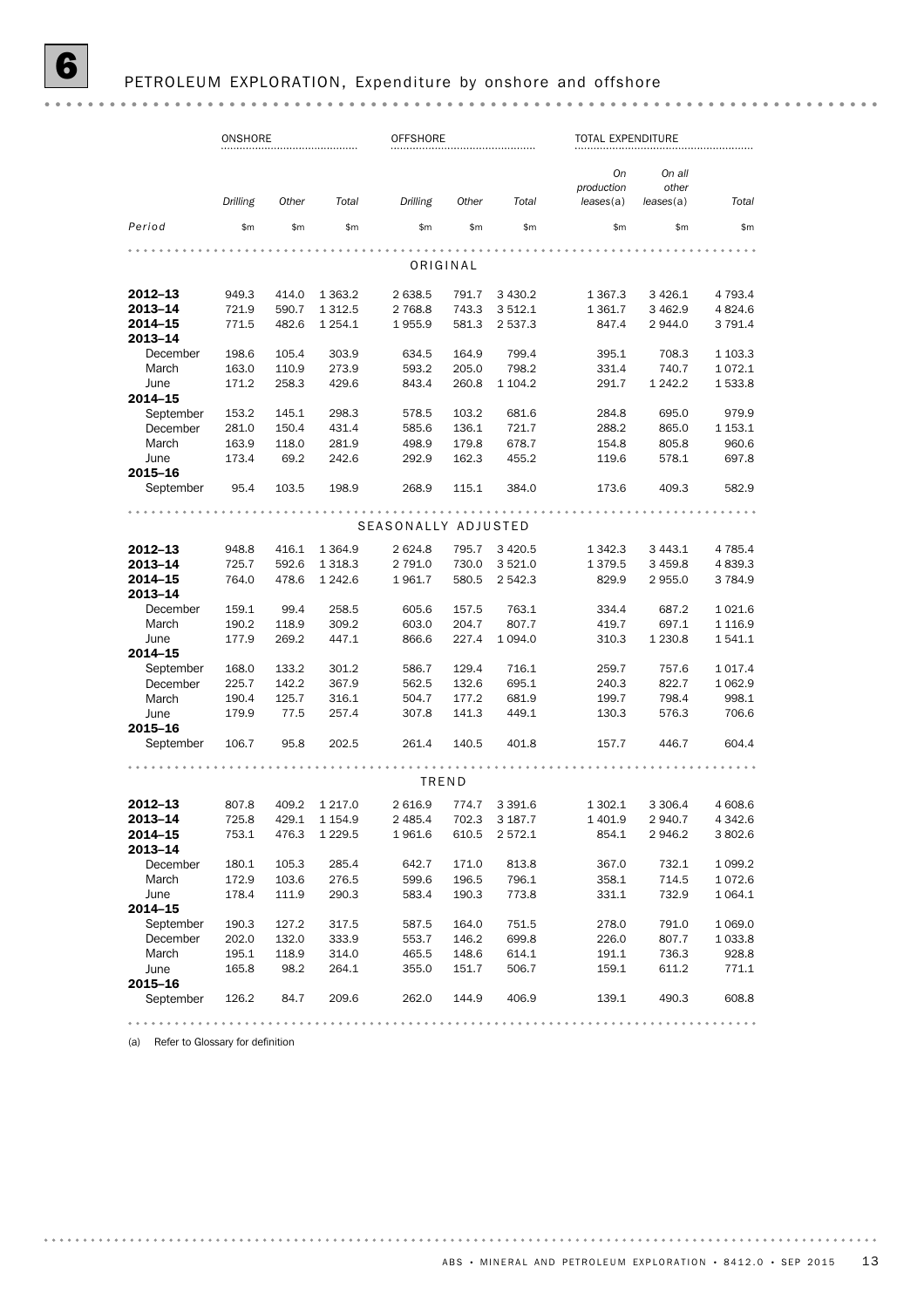## 6 PETROLEUM EXPLORATION, Expenditure by onshore and offshore

| | ONSHORE | | | OFFSHORE | | | TOTAL EXPENDITURE | | |
|---|---|---|---|---|---|---|---|---|---|
| | *Drilling* | *Other* | *Total* | *Drilling* | *Other* | *Total* | *On production leases*(a) | *On all other leases*(a) | *Total* |
| *Period* | $m | $m | $m | $m | $m | $m | $m | $m | $m |
| **ORIGINAL** | | | | | | | | | |
| **2012–13** | 949.3 | 414.0 | 1 363.2 | 2 638.5 | 791.7 | 3 430.2 | 1 367.3 | 3 426.1 | 4 793.4 |
| **2013–14** | 721.9 | 590.7 | 1 312.5 | 2 768.8 | 743.3 | 3 512.1 | 1 361.7 | 3 462.9 | 4 824.6 |
| **2014–15** | 771.5 | 482.6 | 1 254.1 | 1 955.9 | 581.3 | 2 537.3 | 847.4 | 2 944.0 | 3 791.4 |
| **2013–14** | | | | | | | | | |
| December | 198.6 | 105.4 | 303.9 | 634.5 | 164.9 | 799.4 | 395.1 | 708.3 | 1 103.3 |
| March | 163.0 | 110.9 | 273.9 | 593.2 | 205.0 | 798.2 | 331.4 | 740.7 | 1 072.1 |
| June | 171.2 | 258.3 | 429.6 | 843.4 | 260.8 | 1 104.2 | 291.7 | 1 242.2 | 1 533.8 |
| **2014–15** | | | | | | | | | |
| September | 153.2 | 145.1 | 298.3 | 578.5 | 103.2 | 681.6 | 284.8 | 695.0 | 979.9 |
| December | 281.0 | 150.4 | 431.4 | 585.6 | 136.1 | 721.7 | 288.2 | 865.0 | 1 153.1 |
| March | 163.9 | 118.0 | 281.9 | 498.9 | 179.8 | 678.7 | 154.8 | 805.8 | 960.6 |
| June | 173.4 | 69.2 | 242.6 | 292.9 | 162.3 | 455.2 | 119.6 | 578.1 | 697.8 |
| **2015–16** | | | | | | | | | |
| September | 95.4 | 103.5 | 198.9 | 268.9 | 115.1 | 384.0 | 173.6 | 409.3 | 582.9 |
| **SEASONALLY ADJUSTED** | | | | | | | | | |
| **2012–13** | 948.8 | 416.1 | 1 364.9 | 2 624.8 | 795.7 | 3 420.5 | 1 342.3 | 3 443.1 | 4 785.4 |
| **2013–14** | 725.7 | 592.6 | 1 318.3 | 2 791.0 | 730.0 | 3 521.0 | 1 379.5 | 3 459.8 | 4 839.3 |
| **2014–15** | 764.0 | 478.6 | 1 242.6 | 1 961.7 | 580.5 | 2 542.3 | 829.9 | 2 955.0 | 3 784.9 |
| **2013–14** | | | | | | | | | |
| December | 159.1 | 99.4 | 258.5 | 605.6 | 157.5 | 763.1 | 334.4 | 687.2 | 1 021.6 |
| March | 190.2 | 118.9 | 309.2 | 603.0 | 204.7 | 807.7 | 419.7 | 697.1 | 1 116.9 |
| June | 177.9 | 269.2 | 447.1 | 866.6 | 227.4 | 1 094.0 | 310.3 | 1 230.8 | 1 541.1 |
| **2014–15** | | | | | | | | | |
| September | 168.0 | 133.2 | 301.2 | 586.7 | 129.4 | 716.1 | 259.7 | 757.6 | 1 017.4 |
| December | 225.7 | 142.2 | 367.9 | 562.5 | 132.6 | 695.1 | 240.3 | 822.7 | 1 062.9 |
| March | 190.4 | 125.7 | 316.1 | 504.7 | 177.2 | 681.9 | 199.7 | 798.4 | 998.1 |
| June | 179.9 | 77.5 | 257.4 | 307.8 | 141.3 | 449.1 | 130.3 | 576.3 | 706.6 |
| **2015–16** | | | | | | | | | |
| September | 106.7 | 95.8 | 202.5 | 261.4 | 140.5 | 401.8 | 157.7 | 446.7 | 604.4 |
| **TREND** | | | | | | | | | |
| **2012–13** | 807.8 | 409.2 | 1 217.0 | 2 616.9 | 774.7 | 3 391.6 | 1 302.1 | 3 306.4 | 4 608.6 |
| **2013–14** | 725.8 | 429.1 | 1 154.9 | 2 485.4 | 702.3 | 3 187.7 | 1 401.9 | 2 940.7 | 4 342.6 |
| **2014–15** | 753.1 | 476.3 | 1 229.5 | 1 961.6 | 610.5 | 2 572.1 | 854.1 | 2 946.2 | 3 802.6 |
| **2013–14** | | | | | | | | | |
| December | 180.1 | 105.3 | 285.4 | 642.7 | 171.0 | 813.8 | 367.0 | 732.1 | 1 099.2 |
| March | 172.9 | 103.6 | 276.5 | 599.6 | 196.5 | 796.1 | 358.1 | 714.5 | 1 072.6 |
| June | 178.4 | 111.9 | 290.3 | 583.4 | 190.3 | 773.8 | 331.1 | 732.9 | 1 064.1 |
| **2014–15** | | | | | | | | | |
| September | 190.3 | 127.2 | 317.5 | 587.5 | 164.0 | 751.5 | 278.0 | 791.0 | 1 069.0 |
| December | 202.0 | 132.0 | 333.9 | 553.7 | 146.2 | 699.8 | 226.0 | 807.7 | 1 033.8 |
| March | 195.1 | 118.9 | 314.0 | 465.5 | 148.6 | 614.1 | 191.1 | 736.3 | 928.8 |
| June | 165.8 | 98.2 | 264.1 | 355.0 | 151.7 | 506.7 | 159.1 | 611.2 | 771.1 |
| **2015–16** | | | | | | | | | |
| September | 126.2 | 84.7 | 209.6 | 262.0 | 144.9 | 406.9 | 139.1 | 490.3 | 608.8 |

(a) Refer to Glossary for definition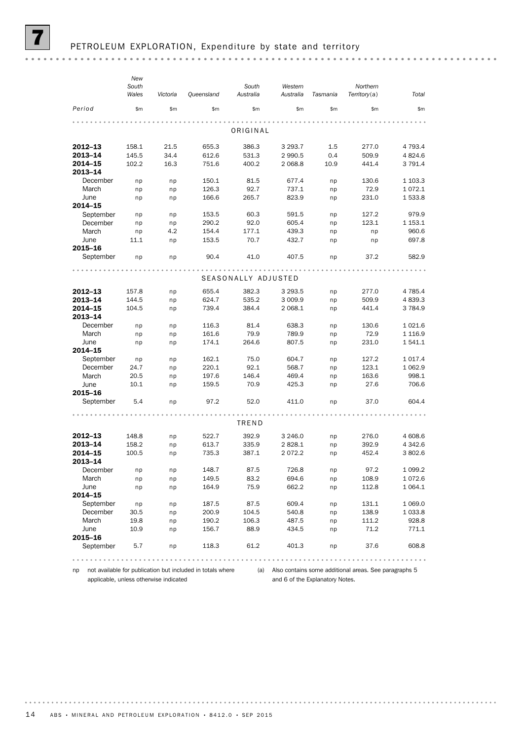## 7 PETROLEUM EXPLORATION, Expenditure by state and territory

| Period | New South Wales | Victoria | Queensland | South Australia | Western Australia | Tasmania | Northern Territory(a) | Total |
|---|---|---|---|---|---|---|---|---|
| | $m | $m | $m | $m | $m | $m | $m | $m |
| **ORIGINAL** | | | | | | | | |
| **2012–13** | 158.1 | 21.5 | 655.3 | 386.3 | 3 293.7 | 1.5 | 277.0 | 4 793.4 |
| **2013–14** | 145.5 | 34.4 | 612.6 | 531.3 | 2 990.5 | 0.4 | 509.9 | 4 824.6 |
| **2014–15** | 102.2 | 16.3 | 751.6 | 400.2 | 2 068.8 | 10.9 | 441.4 | 3 791.4 |
| **2013–14** | | | | | | | | |
| December | np | np | 150.1 | 81.5 | 677.4 | np | 130.6 | 1 103.3 |
| March | np | np | 126.3 | 92.7 | 737.1 | np | 72.9 | 1 072.1 |
| June | np | np | 166.6 | 265.7 | 823.9 | np | 231.0 | 1 533.8 |
| **2014–15** | | | | | | | | |
| September | np | np | 153.5 | 60.3 | 591.5 | np | 127.2 | 979.9 |
| December | np | np | 290.2 | 92.0 | 605.4 | np | 123.1 | 1 153.1 |
| March | np | 4.2 | 154.4 | 177.1 | 439.3 | np | np | 960.6 |
| June | 11.1 | np | 153.5 | 70.7 | 432.7 | np | np | 697.8 |
| **2015–16** | | | | | | | | |
| September | np | np | 90.4 | 41.0 | 407.5 | np | 37.2 | 582.9 |
| **SEASONALLY ADJUSTED** | | | | | | | | |
| **2012–13** | 157.8 | np | 655.4 | 382.3 | 3 293.5 | np | 277.0 | 4 785.4 |
| **2013–14** | 144.5 | np | 624.7 | 535.2 | 3 009.9 | np | 509.9 | 4 839.3 |
| **2014–15** | 104.5 | np | 739.4 | 384.4 | 2 068.1 | np | 441.4 | 3 784.9 |
| **2013–14** | | | | | | | | |
| December | np | np | 116.3 | 81.4 | 638.3 | np | 130.6 | 1 021.6 |
| March | np | np | 161.6 | 79.9 | 789.9 | np | 72.9 | 1 116.9 |
| June | np | np | 174.1 | 264.6 | 807.5 | np | 231.0 | 1 541.1 |
| **2014–15** | | | | | | | | |
| September | np | np | 162.1 | 75.0 | 604.7 | np | 127.2 | 1 017.4 |
| December | 24.7 | np | 220.1 | 92.1 | 568.7 | np | 123.1 | 1 062.9 |
| March | 20.5 | np | 197.6 | 146.4 | 469.4 | np | 163.6 | 998.1 |
| June | 10.1 | np | 159.5 | 70.9 | 425.3 | np | 27.6 | 706.6 |
| **2015–16** | | | | | | | | |
| September | 5.4 | np | 97.2 | 52.0 | 411.0 | np | 37.0 | 604.4 |
| **TREND** | | | | | | | | |
| **2012–13** | 148.8 | np | 522.7 | 392.9 | 3 246.0 | np | 276.0 | 4 608.6 |
| **2013–14** | 158.2 | np | 613.7 | 335.9 | 2 828.1 | np | 392.9 | 4 342.6 |
| **2014–15** | 100.5 | np | 735.3 | 387.1 | 2 072.2 | np | 452.4 | 3 802.6 |
| **2013–14** | | | | | | | | |
| December | np | np | 148.7 | 87.5 | 726.8 | np | 97.2 | 1 099.2 |
| March | np | np | 149.5 | 83.2 | 694.6 | np | 108.9 | 1 072.6 |
| June | np | np | 164.9 | 75.9 | 662.2 | np | 112.8 | 1 064.1 |
| **2014–15** | | | | | | | | |
| September | np | np | 187.5 | 87.5 | 609.4 | np | 131.1 | 1 069.0 |
| December | 30.5 | np | 200.9 | 104.5 | 540.8 | np | 138.9 | 1 033.8 |
| March | 19.8 | np | 190.2 | 106.3 | 487.5 | np | 111.2 | 928.8 |
| June | 10.9 | np | 156.7 | 88.9 | 434.5 | np | 71.2 | 771.1 |
| **2015–16** | | | | | | | | |
| September | 5.7 | np | 118.3 | 61.2 | 401.3 | np | 37.6 | 608.8 |

np not available for publication but included in totals where applicable, unless otherwise indicated

(a) Also contains some additional areas. See paragraphs 5 and 6 of the Explanatory Notes.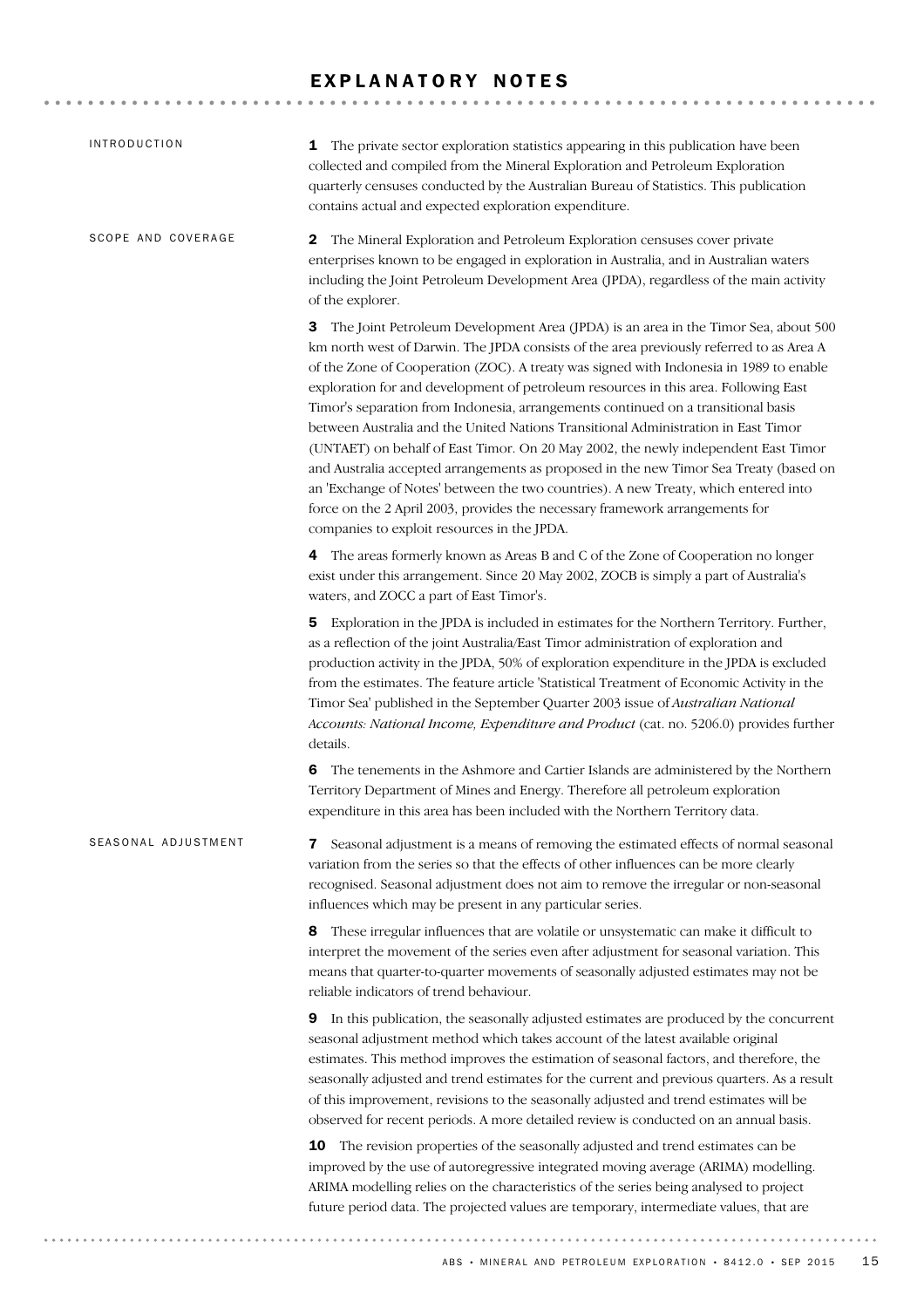# EXPLANATORY NOTES

## INTRODUCTION

**1** The private sector exploration statistics appearing in this publication have been collected and compiled from the Mineral Exploration and Petroleum Exploration quarterly censuses conducted by the Australian Bureau of Statistics. This publication contains actual and expected exploration expenditure.

## SCOPE AND COVERAGE

**2** The Mineral Exploration and Petroleum Exploration censuses cover private enterprises known to be engaged in exploration in Australia, and in Australian waters including the Joint Petroleum Development Area (JPDA), regardless of the main activity of the explorer.

**3** The Joint Petroleum Development Area (JPDA) is an area in the Timor Sea, about 500 km north west of Darwin. The JPDA consists of the area previously referred to as Area A of the Zone of Cooperation (ZOC). A treaty was signed with Indonesia in 1989 to enable exploration for and development of petroleum resources in this area. Following East Timor's separation from Indonesia, arrangements continued on a transitional basis between Australia and the United Nations Transitional Administration in East Timor (UNTAET) on behalf of East Timor. On 20 May 2002, the newly independent East Timor and Australia accepted arrangements as proposed in the new Timor Sea Treaty (based on an 'Exchange of Notes' between the two countries). A new Treaty, which entered into force on the 2 April 2003, provides the necessary framework arrangements for companies to exploit resources in the JPDA.

**4** The areas formerly known as Areas B and C of the Zone of Cooperation no longer exist under this arrangement. Since 20 May 2002, ZOCB is simply a part of Australia's waters, and ZOCC a part of East Timor's.

**5** Exploration in the JPDA is included in estimates for the Northern Territory. Further, as a reflection of the joint Australia/East Timor administration of exploration and production activity in the JPDA, 50% of exploration expenditure in the JPDA is excluded from the estimates. The feature article 'Statistical Treatment of Economic Activity in the Timor Sea' published in the September Quarter 2003 issue of *Australian National Accounts: National Income, Expenditure and Product* (cat. no. 5206.0) provides further details.

**6** The tenements in the Ashmore and Cartier Islands are administered by the Northern Territory Department of Mines and Energy. Therefore all petroleum exploration expenditure in this area has been included with the Northern Territory data.

## SEASONAL ADJUSTMENT

**7** Seasonal adjustment is a means of removing the estimated effects of normal seasonal variation from the series so that the effects of other influences can be more clearly recognised. Seasonal adjustment does not aim to remove the irregular or non-seasonal influences which may be present in any particular series.

**8** These irregular influences that are volatile or unsystematic can make it difficult to interpret the movement of the series even after adjustment for seasonal variation. This means that quarter-to-quarter movements of seasonally adjusted estimates may not be reliable indicators of trend behaviour.

**9** In this publication, the seasonally adjusted estimates are produced by the concurrent seasonal adjustment method which takes account of the latest available original estimates. This method improves the estimation of seasonal factors, and therefore, the seasonally adjusted and trend estimates for the current and previous quarters. As a result of this improvement, revisions to the seasonally adjusted and trend estimates will be observed for recent periods. A more detailed review is conducted on an annual basis.

**10** The revision properties of the seasonally adjusted and trend estimates can be improved by the use of autoregressive integrated moving average (ARIMA) modelling. ARIMA modelling relies on the characteristics of the series being analysed to project future period data. The projected values are temporary, intermediate values, that are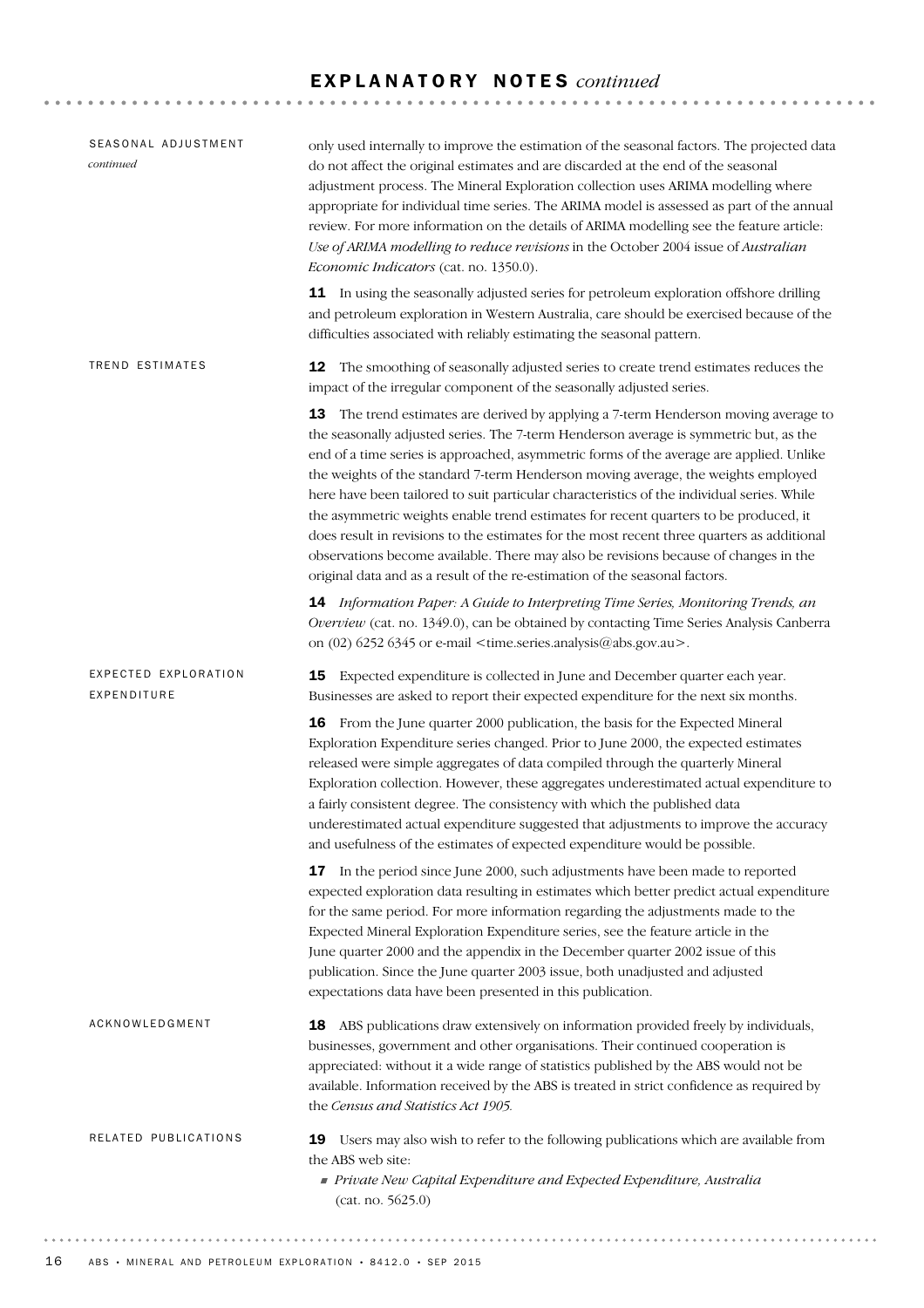# EXPLANATORY NOTES *continued*

## SEASONAL ADJUSTMENT *continued*

only used internally to improve the estimation of the seasonal factors. The projected data do not affect the original estimates and are discarded at the end of the seasonal adjustment process. The Mineral Exploration collection uses ARIMA modelling where appropriate for individual time series. The ARIMA model is assessed as part of the annual review. For more information on the details of ARIMA modelling see the feature article: *Use of ARIMA modelling to reduce revisions* in the October 2004 issue of *Australian Economic Indicators* (cat. no. 1350.0).

**11** In using the seasonally adjusted series for petroleum exploration offshore drilling and petroleum exploration in Western Australia, care should be exercised because of the difficulties associated with reliably estimating the seasonal pattern.

## TREND ESTIMATES

**12** The smoothing of seasonally adjusted series to create trend estimates reduces the impact of the irregular component of the seasonally adjusted series.

**13** The trend estimates are derived by applying a 7-term Henderson moving average to the seasonally adjusted series. The 7-term Henderson average is symmetric but, as the end of a time series is approached, asymmetric forms of the average are applied. Unlike the weights of the standard 7-term Henderson moving average, the weights employed here have been tailored to suit particular characteristics of the individual series. While the asymmetric weights enable trend estimates for recent quarters to be produced, it does result in revisions to the estimates for the most recent three quarters as additional observations become available. There may also be revisions because of changes in the original data and as a result of the re-estimation of the seasonal factors.

**14** *Information Paper: A Guide to Interpreting Time Series, Monitoring Trends, an Overview* (cat. no. 1349.0), can be obtained by contacting Time Series Analysis Canberra on (02) 6252 6345 or e-mail <time.series.analysis@abs.gov.au>.

## EXPECTED EXPLORATION EXPENDITURE

**15** Expected expenditure is collected in June and December quarter each year. Businesses are asked to report their expected expenditure for the next six months.

**16** From the June quarter 2000 publication, the basis for the Expected Mineral Exploration Expenditure series changed. Prior to June 2000, the expected estimates released were simple aggregates of data compiled through the quarterly Mineral Exploration collection. However, these aggregates underestimated actual expenditure to a fairly consistent degree. The consistency with which the published data underestimated actual expenditure suggested that adjustments to improve the accuracy and usefulness of the estimates of expected expenditure would be possible.

**17** In the period since June 2000, such adjustments have been made to reported expected exploration data resulting in estimates which better predict actual expenditure for the same period. For more information regarding the adjustments made to the Expected Mineral Exploration Expenditure series, see the feature article in the June quarter 2000 and the appendix in the December quarter 2002 issue of this publication. Since the June quarter 2003 issue, both unadjusted and adjusted expectations data have been presented in this publication.

## ACKNOWLEDGMENT

**18** ABS publications draw extensively on information provided freely by individuals, businesses, government and other organisations. Their continued cooperation is appreciated: without it a wide range of statistics published by the ABS would not be available. Information received by the ABS is treated in strict confidence as required by the *Census and Statistics Act 1905.*

## RELATED PUBLICATIONS

**19** Users may also wish to refer to the following publications which are available from the ABS web site:

- *Private New Capital Expenditure and Expected Expenditure, Australia* (cat. no. 5625.0)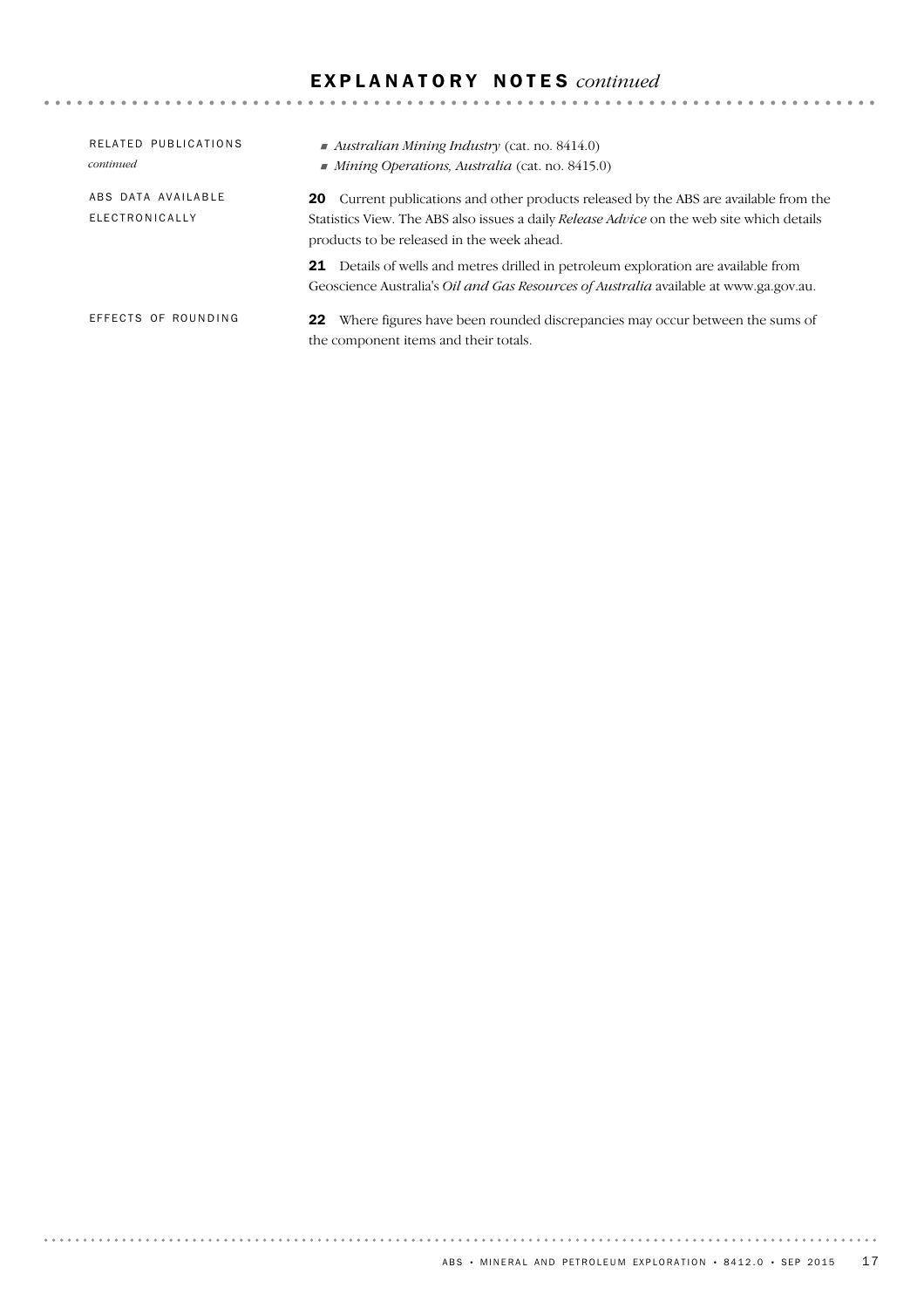## EXPLANATORY NOTES *continued*

RELATED PUBLICATIONS *continued*

- *Australian Mining Industry* (cat. no. 8414.0)
- *Mining Operations, Australia* (cat. no. 8415.0)

ABS DATA AVAILABLE ELECTRONICALLY

**20** Current publications and other products released by the ABS are available from the Statistics View. The ABS also issues a daily *Release Advice* on the web site which details products to be released in the week ahead.

**21** Details of wells and metres drilled in petroleum exploration are available from Geoscience Australia's *Oil and Gas Resources of Australia* available at www.ga.gov.au.

EFFECTS OF ROUNDING

**22** Where figures have been rounded discrepancies may occur between the sums of the component items and their totals.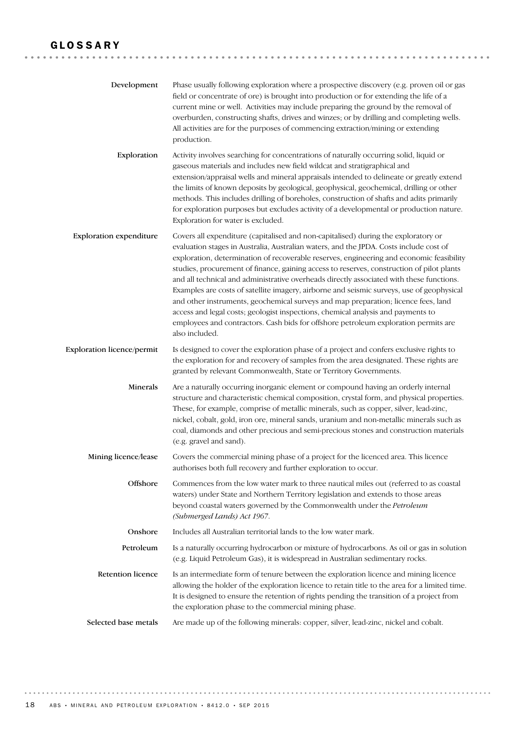# GLOSSARY

**Development**

Phase usually following exploration where a prospective discovery (e.g. proven oil or gas field or concentrate of ore) is brought into production or for extending the life of a current mine or well. Activities may include preparing the ground by the removal of overburden, constructing shafts, drives and winzes; or by drilling and completing wells. All activities are for the purposes of commencing extraction/mining or extending production.

**Exploration**

Activity involves searching for concentrations of naturally occurring solid, liquid or gaseous materials and includes new field wildcat and stratigraphical and extension/appraisal wells and mineral appraisals intended to delineate or greatly extend the limits of known deposits by geological, geophysical, geochemical, drilling or other methods. This includes drilling of boreholes, construction of shafts and adits primarily for exploration purposes but excludes activity of a developmental or production nature. Exploration for water is excluded.

**Exploration expenditure**

Covers all expenditure (capitalised and non-capitalised) during the exploratory or evaluation stages in Australia, Australian waters, and the JPDA. Costs include cost of exploration, determination of recoverable reserves, engineering and economic feasibility studies, procurement of finance, gaining access to reserves, construction of pilot plants and all technical and administrative overheads directly associated with these functions. Examples are costs of satellite imagery, airborne and seismic surveys, use of geophysical and other instruments, geochemical surveys and map preparation; licence fees, land access and legal costs; geologist inspections, chemical analysis and payments to employees and contractors. Cash bids for offshore petroleum exploration permits are also included.

**Exploration licence/permit**

Is designed to cover the exploration phase of a project and confers exclusive rights to the exploration for and recovery of samples from the area designated. These rights are granted by relevant Commonwealth, State or Territory Governments.

**Minerals**

Are a naturally occurring inorganic element or compound having an orderly internal structure and characteristic chemical composition, crystal form, and physical properties. These, for example, comprise of metallic minerals, such as copper, silver, lead-zinc, nickel, cobalt, gold, iron ore, mineral sands, uranium and non-metallic minerals such as coal, diamonds and other precious and semi-precious stones and construction materials (e.g. gravel and sand).

**Mining licence/lease**

Covers the commercial mining phase of a project for the licenced area. This licence authorises both full recovery and further exploration to occur.

**Offshore**

Commences from the low water mark to three nautical miles out (referred to as coastal waters) under State and Northern Territory legislation and extends to those areas beyond coastal waters governed by the Commonwealth under the *Petroleum (Submerged Lands) Act 1967*.

**Onshore**

Includes all Australian territorial lands to the low water mark.

**Petroleum**

Is a naturally occurring hydrocarbon or mixture of hydrocarbons. As oil or gas in solution (e.g. Liquid Petroleum Gas), it is widespread in Australian sedimentary rocks.

**Retention licence**

Is an intermediate form of tenure between the exploration licence and mining licence allowing the holder of the exploration licence to retain title to the area for a limited time. It is designed to ensure the retention of rights pending the transition of a project from the exploration phase to the commercial mining phase.

**Selected base metals**

Are made up of the following minerals: copper, silver, lead-zinc, nickel and cobalt.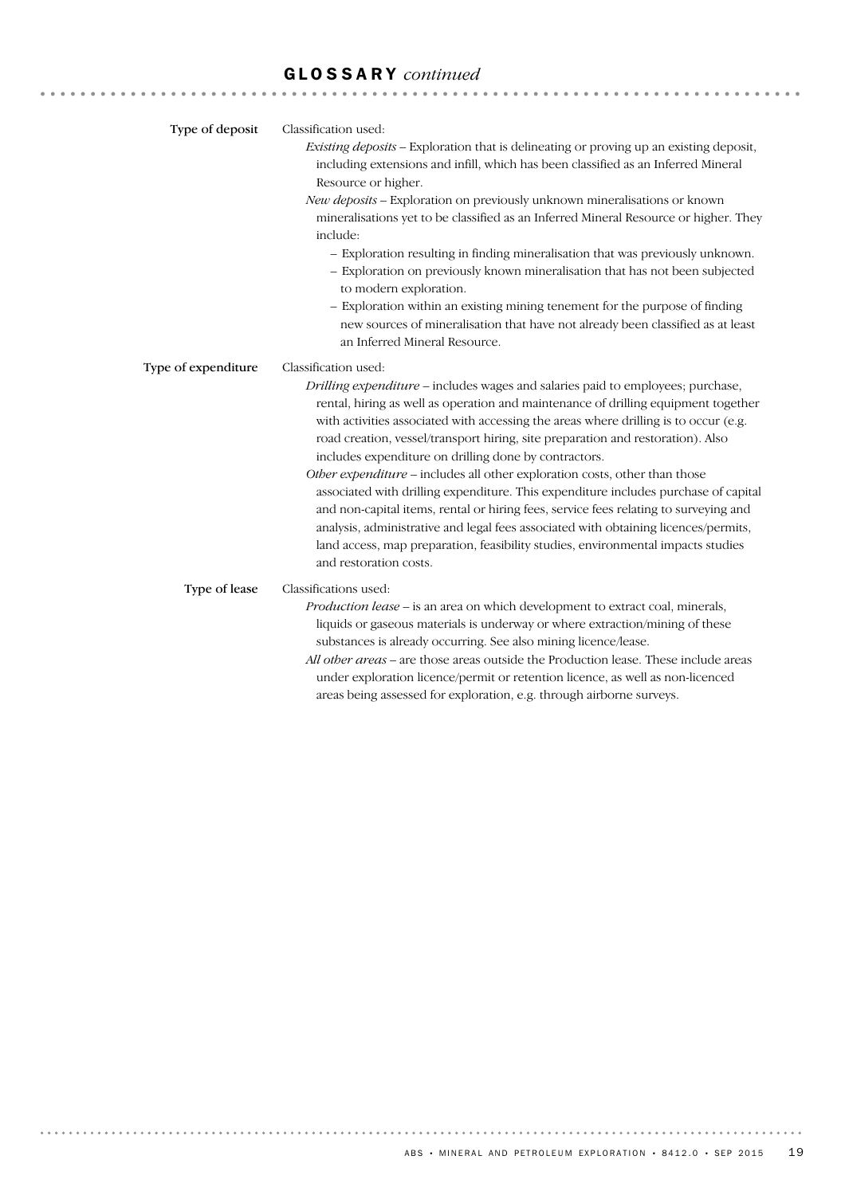## GLOSSARY *continued*

**Type of deposit**

Classification used:

*Existing deposits* – Exploration that is delineating or proving up an existing deposit, including extensions and infill, which has been classified as an Inferred Mineral Resource or higher.

*New deposits* – Exploration on previously unknown mineralisations or known mineralisations yet to be classified as an Inferred Mineral Resource or higher. They include:

- Exploration resulting in finding mineralisation that was previously unknown.
- Exploration on previously known mineralisation that has not been subjected to modern exploration.
- Exploration within an existing mining tenement for the purpose of finding new sources of mineralisation that have not already been classified as at least an Inferred Mineral Resource.

**Type of expenditure**

Classification used:

*Drilling expenditure* – includes wages and salaries paid to employees; purchase, rental, hiring as well as operation and maintenance of drilling equipment together with activities associated with accessing the areas where drilling is to occur (e.g. road creation, vessel/transport hiring, site preparation and restoration). Also includes expenditure on drilling done by contractors.

*Other expenditure* – includes all other exploration costs, other than those associated with drilling expenditure. This expenditure includes purchase of capital and non-capital items, rental or hiring fees, service fees relating to surveying and analysis, administrative and legal fees associated with obtaining licences/permits, land access, map preparation, feasibility studies, environmental impacts studies and restoration costs.

**Type of lease**

Classifications used:

*Production lease* – is an area on which development to extract coal, minerals, liquids or gaseous materials is underway or where extraction/mining of these substances is already occurring. See also mining licence/lease.

*All other areas* – are those areas outside the Production lease. These include areas under exploration licence/permit or retention licence, as well as non-licenced areas being assessed for exploration, e.g. through airborne surveys.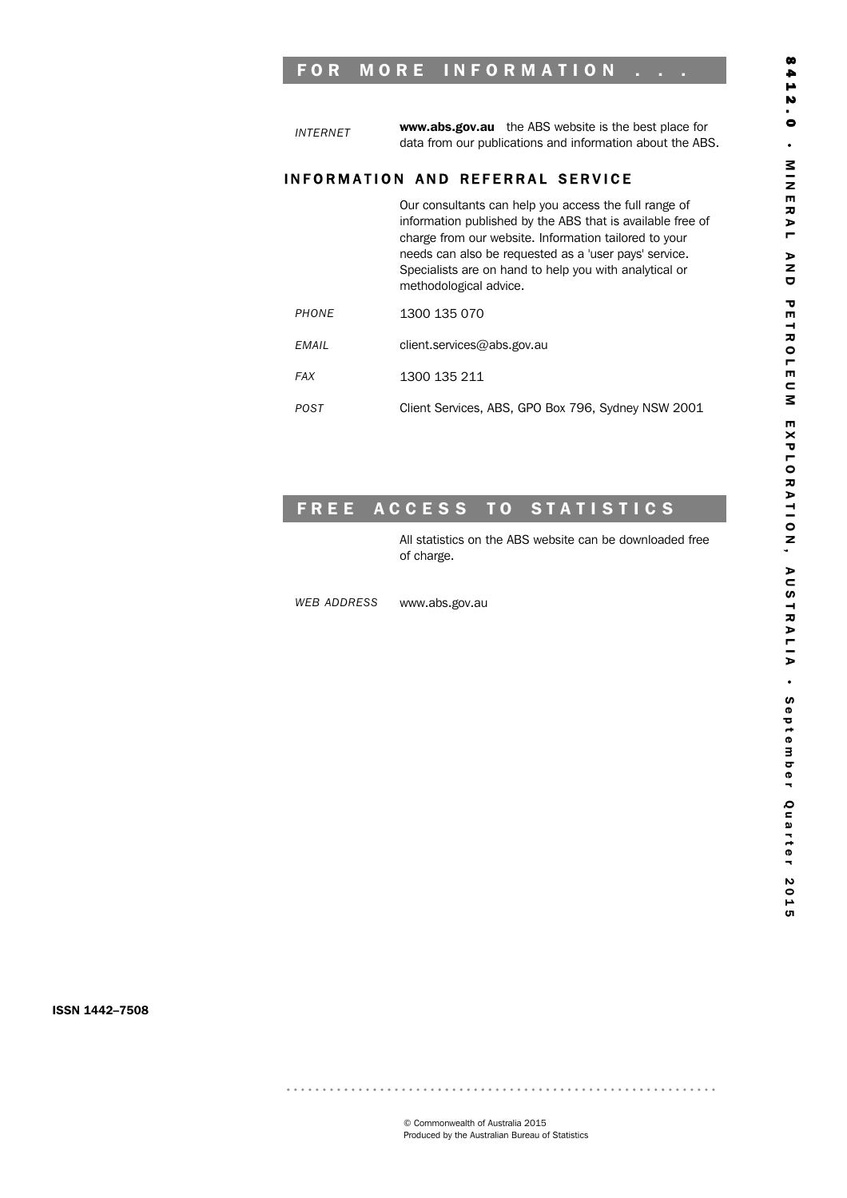## FOR MORE INFORMATION . . .

*INTERNET* **www.abs.gov.au** the ABS website is the best place for data from our publications and information about the ABS.

### INFORMATION AND REFERRAL SERVICE

Our consultants can help you access the full range of information published by the ABS that is available free of charge from our website. Information tailored to your needs can also be requested as a 'user pays' service. Specialists are on hand to help you with analytical or methodological advice.

*PHONE* 1300 135 070

*EMAIL* client.services@abs.gov.au

*FAX* 1300 135 211

*POST* Client Services, ABS, GPO Box 796, Sydney NSW 2001

## FREE ACCESS TO STATISTICS

All statistics on the ABS website can be downloaded free of charge.

*WEB ADDRESS* www.abs.gov.au

**ISSN 1442–7508**

© Commonwealth of Australia 2015
Produced by the Australian Bureau of Statistics